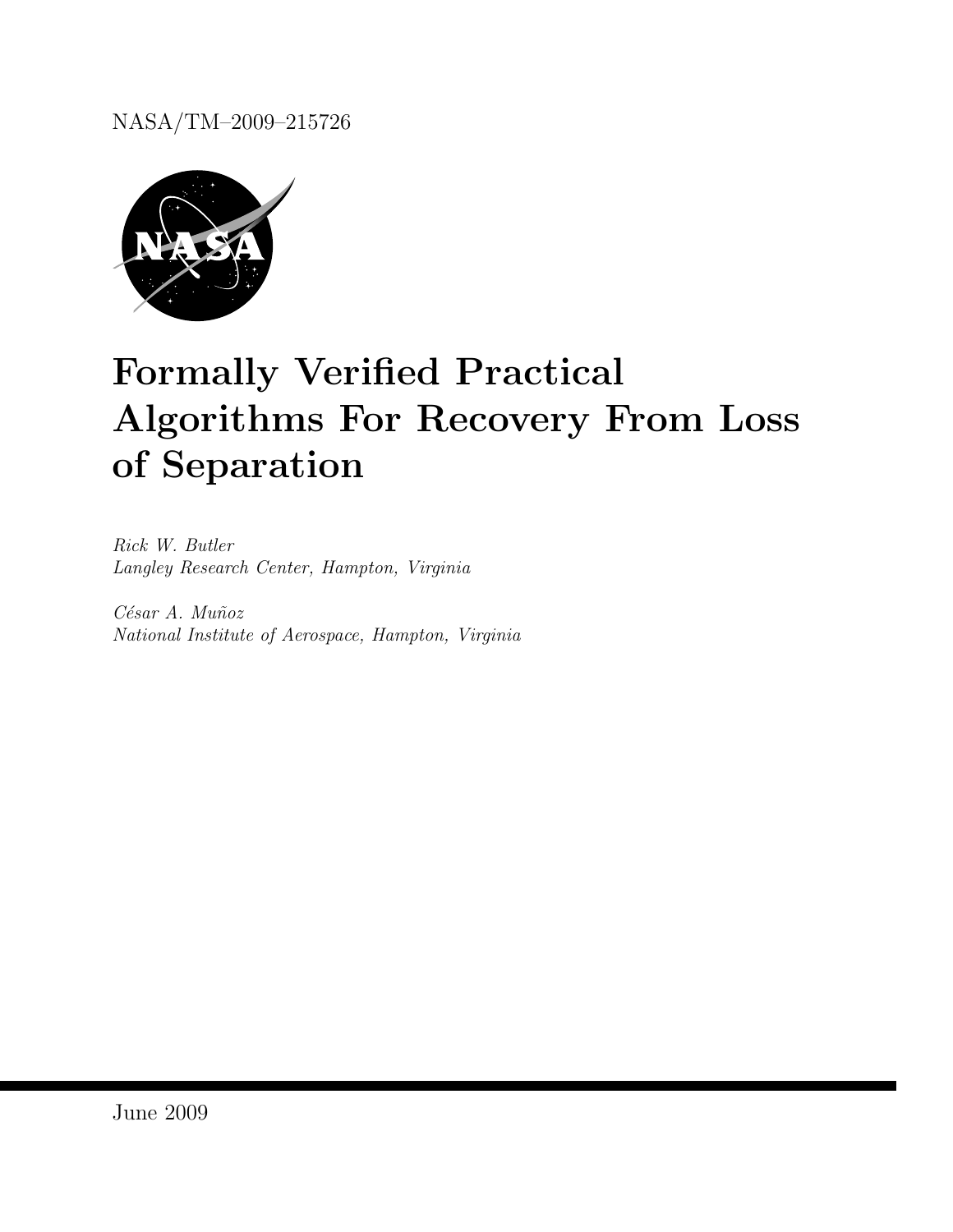NASA/TM–2009–215726

# Formally Verified Practical Algorithms For Recovery From Loss of Separation

*Rick W. Butler*
*Langley Research Center, Hampton, Virginia*

*César A. Muñoz*
*National Institute of Aerospace, Hampton, Virginia*

June 2009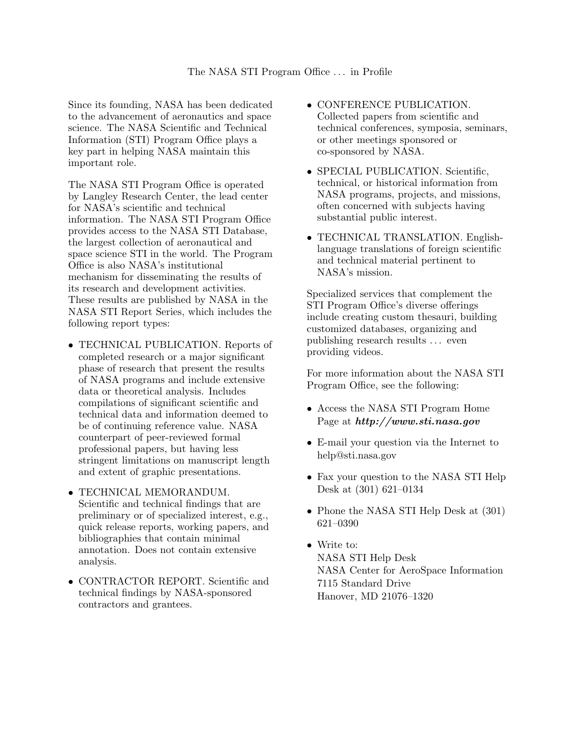# The NASA STI Program Office . . . in Profile

Since its founding, NASA has been dedicated to the advancement of aeronautics and space science. The NASA Scientific and Technical Information (STI) Program Office plays a key part in helping NASA maintain this important role.

The NASA STI Program Office is operated by Langley Research Center, the lead center for NASA's scientific and technical information. The NASA STI Program Office provides access to the NASA STI Database, the largest collection of aeronautical and space science STI in the world. The Program Office is also NASA's institutional mechanism for disseminating the results of its research and development activities. These results are published by NASA in the NASA STI Report Series, which includes the following report types:

- TECHNICAL PUBLICATION. Reports of completed research or a major significant phase of research that present the results of NASA programs and include extensive data or theoretical analysis. Includes compilations of significant scientific and technical data and information deemed to be of continuing reference value. NASA counterpart of peer-reviewed formal professional papers, but having less stringent limitations on manuscript length and extent of graphic presentations.
- TECHNICAL MEMORANDUM. Scientific and technical findings that are preliminary or of specialized interest, e.g., quick release reports, working papers, and bibliographies that contain minimal annotation. Does not contain extensive analysis.
- CONTRACTOR REPORT. Scientific and technical findings by NASA-sponsored contractors and grantees.
- CONFERENCE PUBLICATION. Collected papers from scientific and technical conferences, symposia, seminars, or other meetings sponsored or co-sponsored by NASA.
- SPECIAL PUBLICATION. Scientific, technical, or historical information from NASA programs, projects, and missions, often concerned with subjects having substantial public interest.
- TECHNICAL TRANSLATION. English-language translations of foreign scientific and technical material pertinent to NASA's mission.

Specialized services that complement the STI Program Office's diverse offerings include creating custom thesauri, building customized databases, organizing and publishing research results . . . even providing videos.

For more information about the NASA STI Program Office, see the following:

- Access the NASA STI Program Home Page at ***http://www.sti.nasa.gov***
- E-mail your question via the Internet to help@sti.nasa.gov
- Fax your question to the NASA STI Help Desk at (301) 621–0134
- Phone the NASA STI Help Desk at (301) 621–0390
- Write to:
  NASA STI Help Desk
  NASA Center for AeroSpace Information
  7115 Standard Drive
  Hanover, MD 21076–1320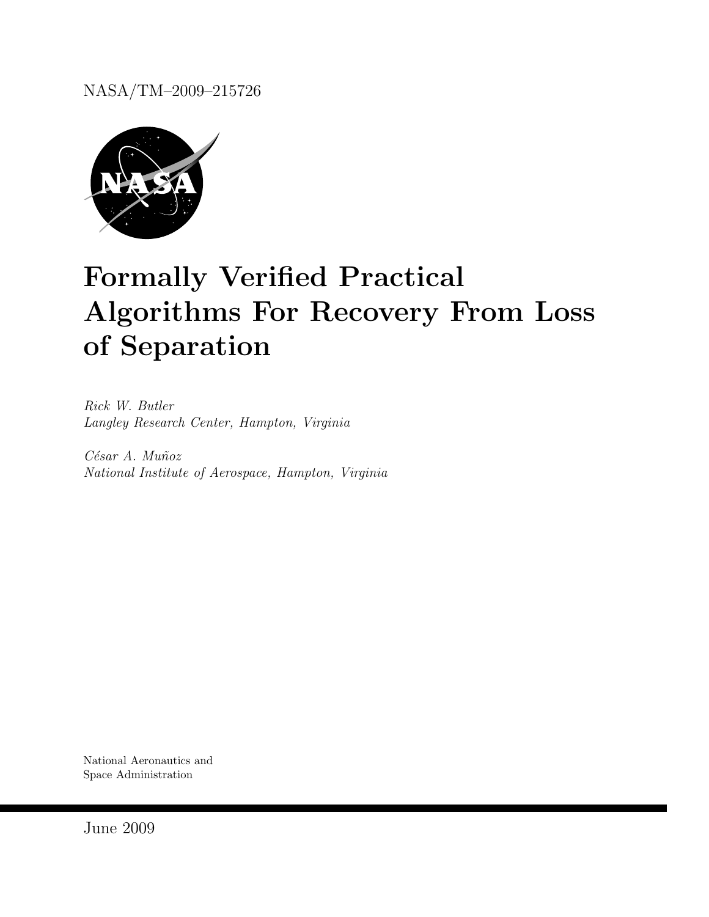NASA/TM–2009–215726

# Formally Verified Practical Algorithms For Recovery From Loss of Separation

*Rick W. Butler*
*Langley Research Center, Hampton, Virginia*

*César A. Muñoz*
*National Institute of Aerospace, Hampton, Virginia*

National Aeronautics and
Space Administration

June 2009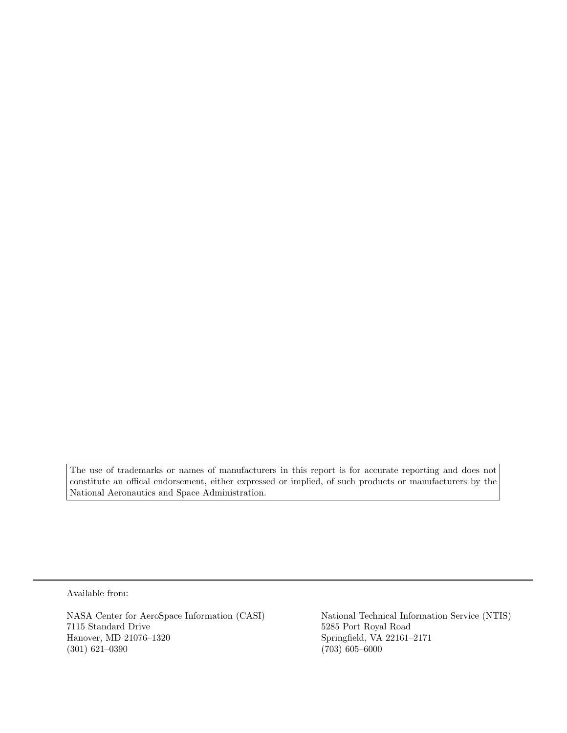The use of trademarks or names of manufacturers in this report is for accurate reporting and does not constitute an offical endorsement, either expressed or implied, of such products or manufacturers by the National Aeronautics and Space Administration.

---

Available from:

NASA Center for AeroSpace Information (CASI)
7115 Standard Drive
Hanover, MD 21076–1320
(301) 621–0390

National Technical Information Service (NTIS)
5285 Port Royal Road
Springfield, VA 22161–2171
(703) 605–6000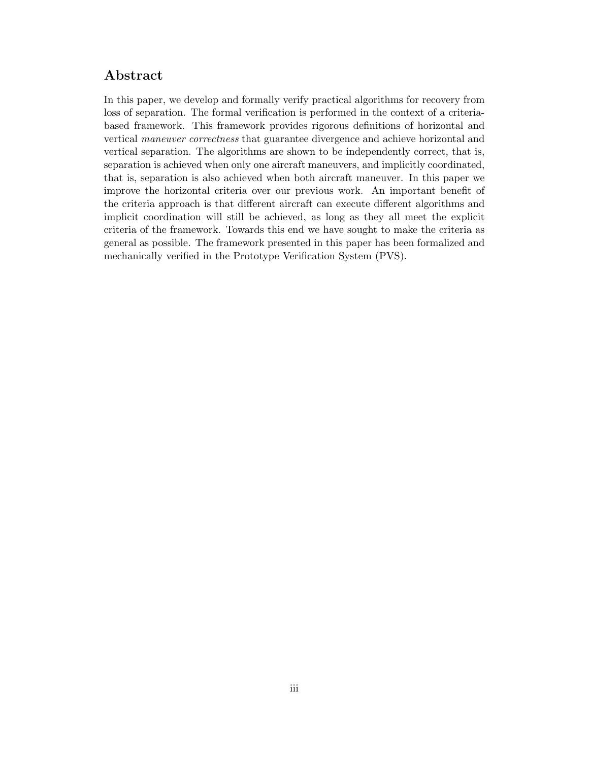## Abstract

In this paper, we develop and formally verify practical algorithms for recovery from loss of separation. The formal verification is performed in the context of a criteria-based framework. This framework provides rigorous definitions of horizontal and vertical *maneuver correctness* that guarantee divergence and achieve horizontal and vertical separation. The algorithms are shown to be independently correct, that is, separation is achieved when only one aircraft maneuvers, and implicitly coordinated, that is, separation is also achieved when both aircraft maneuver. In this paper we improve the horizontal criteria over our previous work. An important benefit of the criteria approach is that different aircraft can execute different algorithms and implicit coordination will still be achieved, as long as they all meet the explicit criteria of the framework. Towards this end we have sought to make the criteria as general as possible. The framework presented in this paper has been formalized and mechanically verified in the Prototype Verification System (PVS).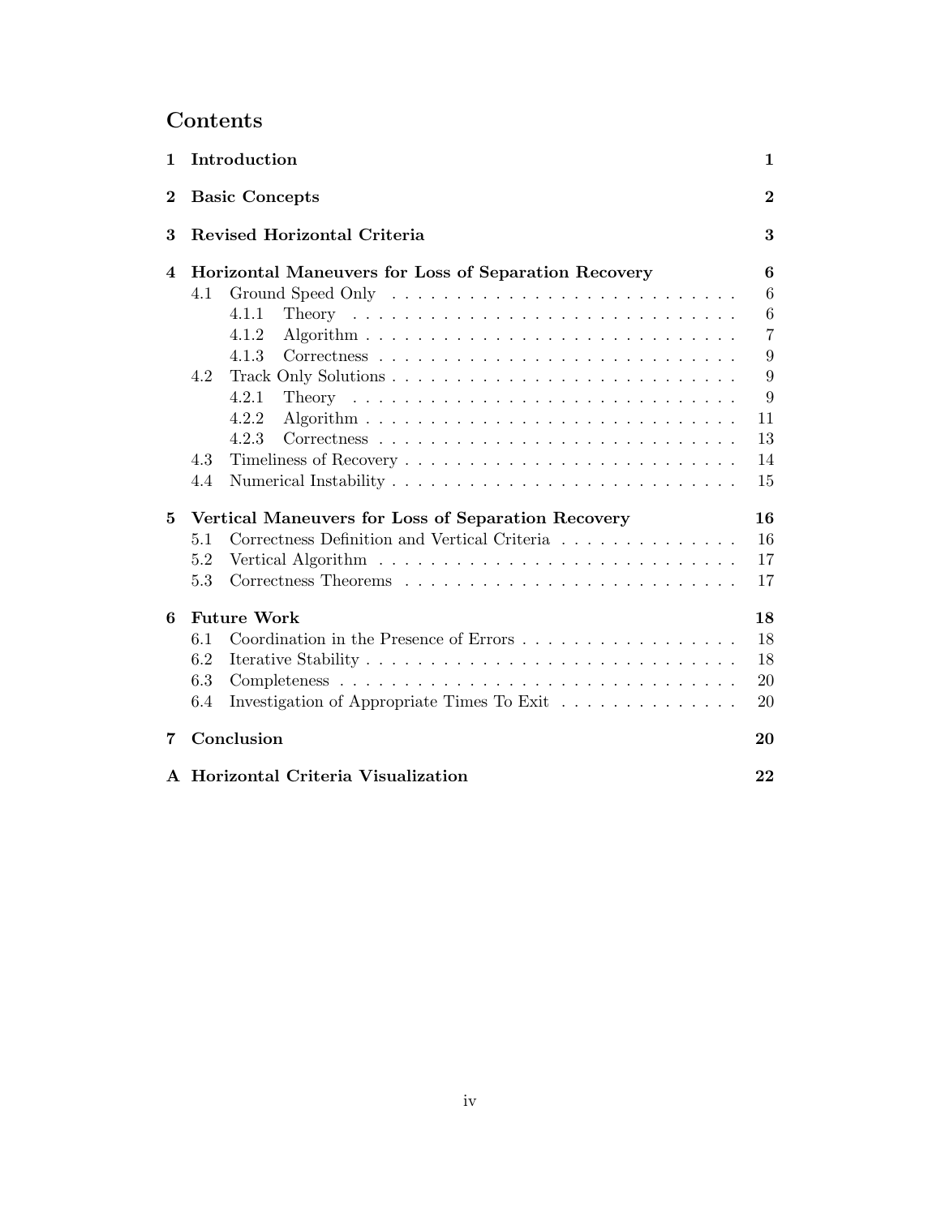# Contents

| | | |
|---|---|---|
| **1** | **Introduction** | **1** |
| **2** | **Basic Concepts** | **2** |
| **3** | **Revised Horizontal Criteria** | **3** |
| **4** | **Horizontal Maneuvers for Loss of Separation Recovery** | **6** |
| 4.1 | Ground Speed Only | 6 |
| 4.1.1 | Theory | 6 |
| 4.1.2 | Algorithm | 7 |
| 4.1.3 | Correctness | 9 |
| 4.2 | Track Only Solutions | 9 |
| 4.2.1 | Theory | 9 |
| 4.2.2 | Algorithm | 11 |
| 4.2.3 | Correctness | 13 |
| 4.3 | Timeliness of Recovery | 14 |
| 4.4 | Numerical Instability | 15 |
| **5** | **Vertical Maneuvers for Loss of Separation Recovery** | **16** |
| 5.1 | Correctness Definition and Vertical Criteria | 16 |
| 5.2 | Vertical Algorithm | 17 |
| 5.3 | Correctness Theorems | 17 |
| **6** | **Future Work** | **18** |
| 6.1 | Coordination in the Presence of Errors | 18 |
| 6.2 | Iterative Stability | 18 |
| 6.3 | Completeness | 20 |
| 6.4 | Investigation of Appropriate Times To Exit | 20 |
| **7** | **Conclusion** | **20** |
| **A** | **Horizontal Criteria Visualization** | **22** |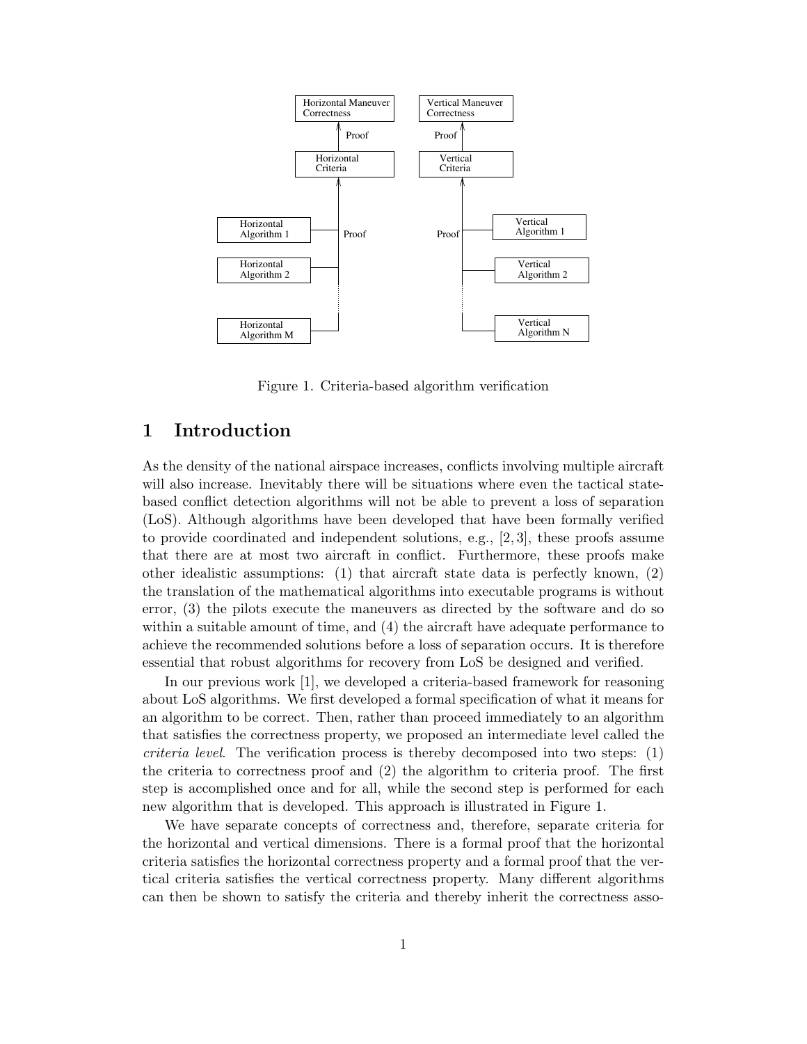Figure 1. Criteria-based algorithm verification

## 1 Introduction

As the density of the national airspace increases, conflicts involving multiple aircraft will also increase. Inevitably there will be situations where even the tactical state-based conflict detection algorithms will not be able to prevent a loss of separation (LoS). Although algorithms have been developed that have been formally verified to provide coordinated and independent solutions, e.g., [2, 3], these proofs assume that there are at most two aircraft in conflict. Furthermore, these proofs make other idealistic assumptions: (1) that aircraft state data is perfectly known, (2) the translation of the mathematical algorithms into executable programs is without error, (3) the pilots execute the maneuvers as directed by the software and do so within a suitable amount of time, and (4) the aircraft have adequate performance to achieve the recommended solutions before a loss of separation occurs. It is therefore essential that robust algorithms for recovery from LoS be designed and verified.

In our previous work [1], we developed a criteria-based framework for reasoning about LoS algorithms. We first developed a formal specification of what it means for an algorithm to be correct. Then, rather than proceed immediately to an algorithm that satisfies the correctness property, we proposed an intermediate level called the *criteria level*. The verification process is thereby decomposed into two steps: (1) the criteria to correctness proof and (2) the algorithm to criteria proof. The first step is accomplished once and for all, while the second step is performed for each new algorithm that is developed. This approach is illustrated in Figure 1.

We have separate concepts of correctness and, therefore, separate criteria for the horizontal and vertical dimensions. There is a formal proof that the horizontal criteria satisfies the horizontal correctness property and a formal proof that the vertical criteria satisfies the vertical correctness property. Many different algorithms can then be shown to satisfy the criteria and thereby inherit the correctness asso-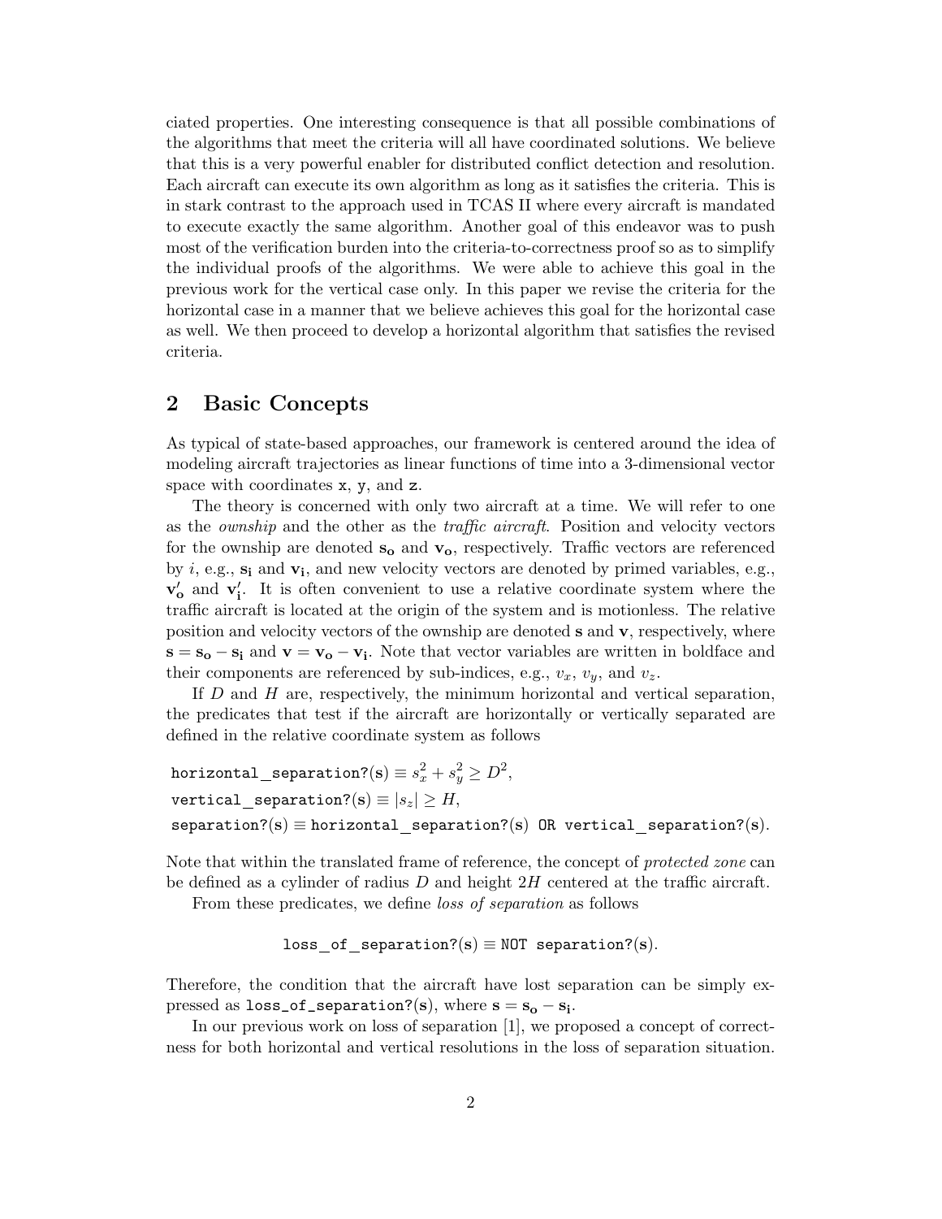ciated properties. One interesting consequence is that all possible combinations of the algorithms that meet the criteria will all have coordinated solutions. We believe that this is a very powerful enabler for distributed conflict detection and resolution. Each aircraft can execute its own algorithm as long as it satisfies the criteria. This is in stark contrast to the approach used in TCAS II where every aircraft is mandated to execute exactly the same algorithm. Another goal of this endeavor was to push most of the verification burden into the criteria-to-correctness proof so as to simplify the individual proofs of the algorithms. We were able to achieve this goal in the previous work for the vertical case only. In this paper we revise the criteria for the horizontal case in a manner that we believe achieves this goal for the horizontal case as well. We then proceed to develop a horizontal algorithm that satisfies the revised criteria.

## 2 Basic Concepts

As typical of state-based approaches, our framework is centered around the idea of modeling aircraft trajectories as linear functions of time into a 3-dimensional vector space with coordinates $\mathtt{x}$, $\mathtt{y}$, and $\mathtt{z}$.

The theory is concerned with only two aircraft at a time. We will refer to one as the *ownship* and the other as the *traffic aircraft*. Position and velocity vectors for the ownship are denoted $\mathbf{s_o}$ and $\mathbf{v_o}$, respectively. Traffic vectors are referenced by $i$, e.g., $\mathbf{s_i}$ and $\mathbf{v_i}$, and new velocity vectors are denoted by primed variables, e.g., $\mathbf{v_o'}$ and $\mathbf{v_i'}$. It is often convenient to use a relative coordinate system where the traffic aircraft is located at the origin of the system and is motionless. The relative position and velocity vectors of the ownship are denoted $\mathbf{s}$ and $\mathbf{v}$, respectively, where $\mathbf{s} = \mathbf{s_o} - \mathbf{s_i}$ and $\mathbf{v} = \mathbf{v_o} - \mathbf{v_i}$. Note that vector variables are written in boldface and their components are referenced by sub-indices, e.g., $v_x$, $v_y$, and $v_z$.

If $D$ and $H$ are, respectively, the minimum horizontal and vertical separation, the predicates that test if the aircraft are horizontally or vertically separated are defined in the relative coordinate system as follows

$$
\begin{aligned}
&\texttt{horizontal\_separation?}(\mathbf{s}) \equiv s_x^2 + s_y^2 \geq D^2,\\
&\texttt{vertical\_separation?}(\mathbf{s}) \equiv |s_z| \geq H,\\
&\texttt{separation?}(\mathbf{s}) \equiv \texttt{horizontal\_separation?}(\mathbf{s})\ \texttt{OR}\ \texttt{vertical\_separation?}(\mathbf{s}).
\end{aligned}
$$

Note that within the translated frame of reference, the concept of *protected zone* can be defined as a cylinder of radius $D$ and height $2H$ centered at the traffic aircraft.

From these predicates, we define *loss of separation* as follows

$$
\texttt{loss\_of\_separation?}(\mathbf{s}) \equiv \texttt{NOT separation?}(\mathbf{s}).
$$

Therefore, the condition that the aircraft have lost separation can be simply expressed as $\texttt{loss\_of\_separation?}(\mathbf{s})$, where $\mathbf{s} = \mathbf{s_o} - \mathbf{s_i}$.

In our previous work on loss of separation [1], we proposed a concept of correctness for both horizontal and vertical resolutions in the loss of separation situation.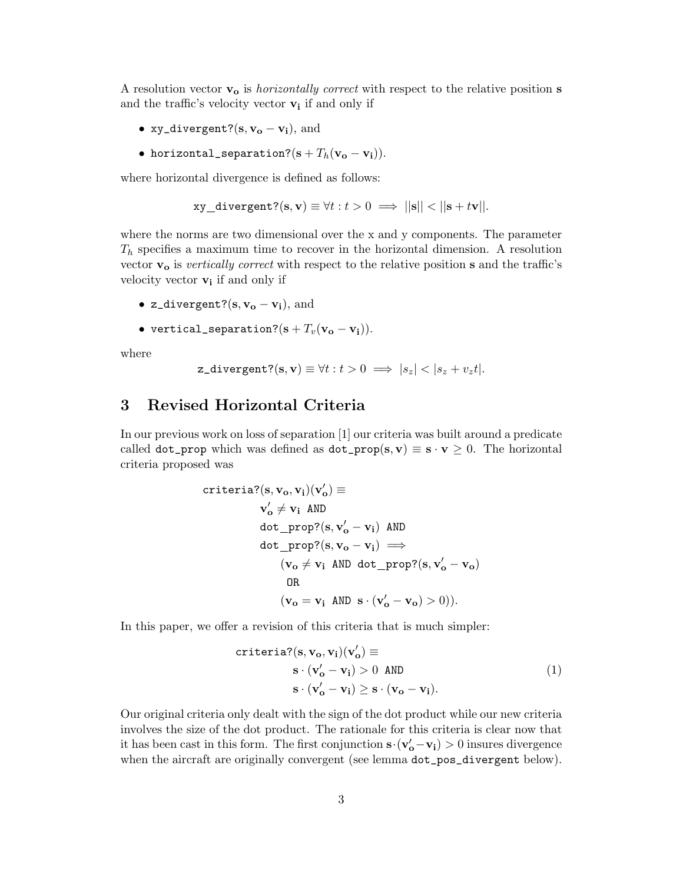A resolution vector $\mathbf{v_o}$ is *horizontally correct* with respect to the relative position $\mathbf{s}$ and the traffic's velocity vector $\mathbf{v_i}$ if and only if

- $\texttt{xy\_divergent?}(\mathbf{s}, \mathbf{v_o} - \mathbf{v_i})$, and
- $\texttt{horizontal\_separation?}(\mathbf{s} + T_h(\mathbf{v_o} - \mathbf{v_i}))$.

where horizontal divergence is defined as follows:

$$\texttt{xy\_divergent?}(\mathbf{s}, \mathbf{v}) \equiv \forall t : t > 0 \implies ||\mathbf{s}|| < ||\mathbf{s} + t\mathbf{v}||.$$

where the norms are two dimensional over the x and y components. The parameter $T_h$ specifies a maximum time to recover in the horizontal dimension. A resolution vector $\mathbf{v_o}$ is *vertically correct* with respect to the relative position $\mathbf{s}$ and the traffic's velocity vector $\mathbf{v_i}$ if and only if

- $\texttt{z\_divergent?}(\mathbf{s}, \mathbf{v_o} - \mathbf{v_i})$, and
- $\texttt{vertical\_separation?}(\mathbf{s} + T_v(\mathbf{v_o} - \mathbf{v_i}))$.

where

$$\texttt{z\_divergent?}(\mathbf{s}, \mathbf{v}) \equiv \forall t : t > 0 \implies |s_z| < |s_z + v_z t|.$$

## 3 Revised Horizontal Criteria

In our previous work on loss of separation [1] our criteria was built around a predicate called `dot_prop` which was defined as $\texttt{dot\_prop}(\mathbf{s}, \mathbf{v}) \equiv \mathbf{s} \cdot \mathbf{v} \geq 0$. The horizontal criteria proposed was

$$\begin{aligned}
&\texttt{criteria?}(\mathbf{s}, \mathbf{v_o}, \mathbf{v_i})(\mathbf{v'_o}) \equiv \\
&\qquad \mathbf{v'_o} \neq \mathbf{v_i} \texttt{ AND} \\
&\qquad \texttt{dot\_prop?}(\mathbf{s}, \mathbf{v'_o} - \mathbf{v_i}) \texttt{ AND} \\
&\qquad \texttt{dot\_prop?}(\mathbf{s}, \mathbf{v_o} - \mathbf{v_i}) \implies \\
&\qquad\quad (\mathbf{v_o} \neq \mathbf{v_i} \texttt{ AND } \texttt{dot\_prop?}(\mathbf{s}, \mathbf{v'_o} - \mathbf{v_o}) \\
&\qquad\quad\; \texttt{OR} \\
&\qquad\quad (\mathbf{v_o} = \mathbf{v_i} \texttt{ AND } \mathbf{s} \cdot (\mathbf{v'_o} - \mathbf{v_o}) > 0)).
\end{aligned}$$

In this paper, we offer a revision of this criteria that is much simpler:

$$\begin{aligned}
&\texttt{criteria?}(\mathbf{s}, \mathbf{v_o}, \mathbf{v_i})(\mathbf{v'_o}) \equiv \\
&\qquad \mathbf{s} \cdot (\mathbf{v'_o} - \mathbf{v_i}) > 0 \texttt{ AND} \\
&\qquad \mathbf{s} \cdot (\mathbf{v'_o} - \mathbf{v_i}) \geq \mathbf{s} \cdot (\mathbf{v_o} - \mathbf{v_i}).
\end{aligned} \tag{1}$$

Our original criteria only dealt with the sign of the dot product while our new criteria involves the size of the dot product. The rationale for this criteria is clear now that it has been cast in this form. The first conjunction $\mathbf{s} \cdot (\mathbf{v'_o} - \mathbf{v_i}) > 0$ insures divergence when the aircraft are originally convergent (see lemma `dot_pos_divergent` below).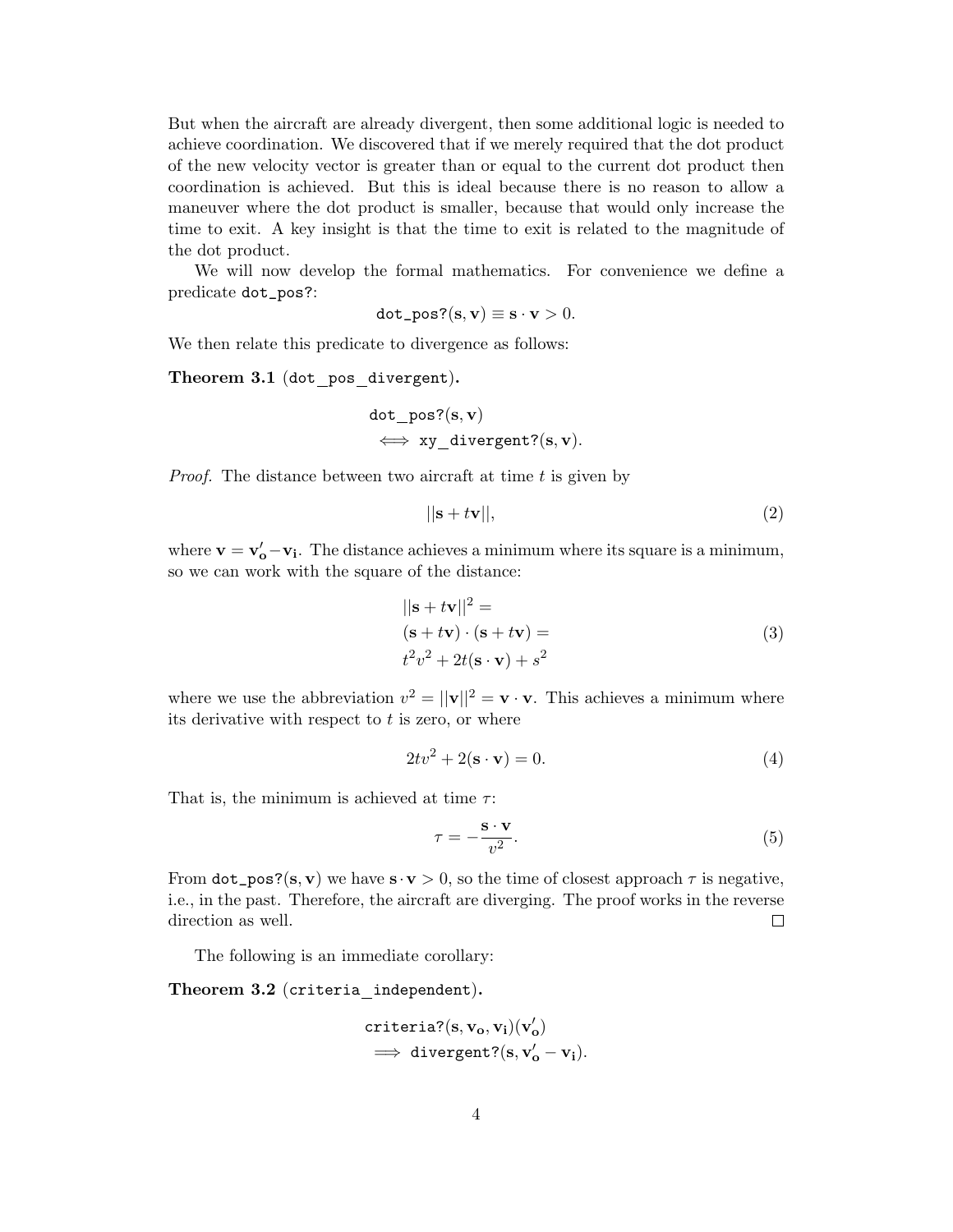But when the aircraft are already divergent, then some additional logic is needed to achieve coordination. We discovered that if we merely required that the dot product of the new velocity vector is greater than or equal to the current dot product then coordination is achieved. But this is ideal because there is no reason to allow a maneuver where the dot product is smaller, because that would only increase the time to exit. A key insight is that the time to exit is related to the magnitude of the dot product.

We will now develop the formal mathematics. For convenience we define a predicate `dot_pos?`:

$$\texttt{dot\_pos?}(\mathbf{s}, \mathbf{v}) \equiv \mathbf{s} \cdot \mathbf{v} > 0.$$

We then relate this predicate to divergence as follows:

**Theorem 3.1** (`dot_pos_divergent`)**.**

$$\begin{aligned} &\texttt{dot\_pos?}(\mathbf{s}, \mathbf{v}) \\ &\iff \texttt{xy\_divergent?}(\mathbf{s}, \mathbf{v}). \end{aligned}$$

*Proof.* The distance between two aircraft at time $t$ is given by

$$||\mathbf{s} + t\mathbf{v}||, \tag{2}$$

where $\mathbf{v} = \mathbf{v_o'} - \mathbf{v_i}$. The distance achieves a minimum where its square is a minimum, so we can work with the square of the distance:

$$\begin{aligned} &||\mathbf{s} + t\mathbf{v}||^2 = \\ &(\mathbf{s} + t\mathbf{v}) \cdot (\mathbf{s} + t\mathbf{v}) = \\ &t^2 v^2 + 2t(\mathbf{s} \cdot \mathbf{v}) + s^2 \end{aligned} \tag{3}$$

where we use the abbreviation $v^2 = ||\mathbf{v}||^2 = \mathbf{v} \cdot \mathbf{v}$. This achieves a minimum where its derivative with respect to $t$ is zero, or where

$$2tv^2 + 2(\mathbf{s} \cdot \mathbf{v}) = 0. \tag{4}$$

That is, the minimum is achieved at time $\tau$:

$$\tau = -\frac{\mathbf{s} \cdot \mathbf{v}}{v^2}. \tag{5}$$

From $\texttt{dot\_pos?}(\mathbf{s}, \mathbf{v})$ we have $\mathbf{s} \cdot \mathbf{v} > 0$, so the time of closest approach $\tau$ is negative, i.e., in the past. Therefore, the aircraft are diverging. The proof works in the reverse direction as well. □

The following is an immediate corollary:

**Theorem 3.2** (`criteria_independent`)**.**

$$\begin{aligned} &\texttt{criteria?}(\mathbf{s}, \mathbf{v_o}, \mathbf{v_i})(\mathbf{v_o'}) \\ &\implies \texttt{divergent?}(\mathbf{s}, \mathbf{v_o'} - \mathbf{v_i}). \end{aligned}$$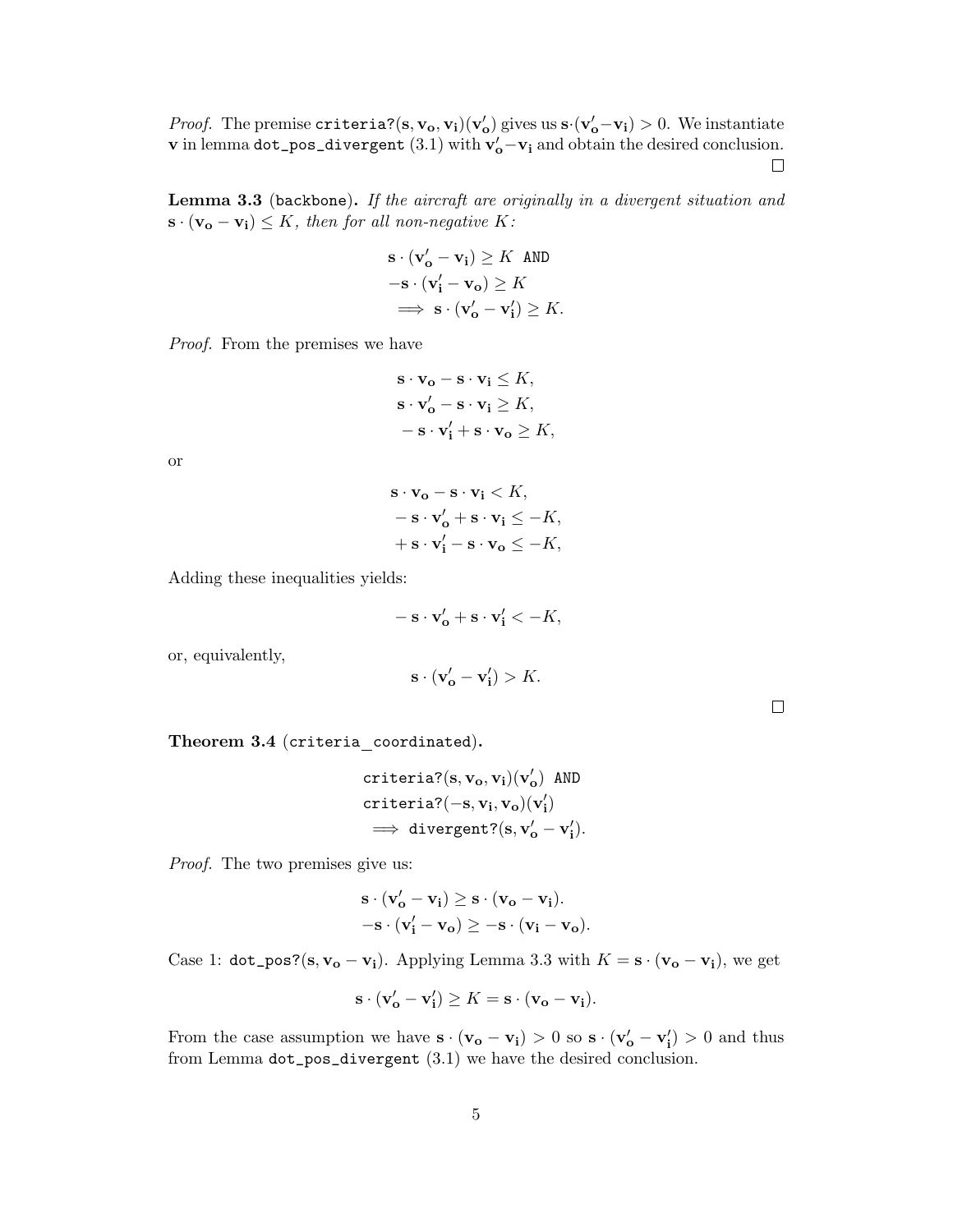*Proof.* The premise $\texttt{criteria?}(\mathbf{s}, \mathbf{v_o}, \mathbf{v_i})(\mathbf{v_o'})$ gives us $\mathbf{s}\cdot(\mathbf{v_o'}-\mathbf{v_i}) > 0$. We instantiate $\mathbf{v}$ in lemma `dot_pos_divergent` (3.1) with $\mathbf{v_o'}-\mathbf{v_i}$ and obtain the desired conclusion. □

**Lemma 3.3** (`backbone`). *If the aircraft are originally in a divergent situation and* $\mathbf{s}\cdot(\mathbf{v_o}-\mathbf{v_i}) \leq K$*, then for all non-negative* $K$*:*

$$
\begin{aligned}
&\mathbf{s}\cdot(\mathbf{v_o'}-\mathbf{v_i}) \geq K \ \texttt{AND} \\
&-\mathbf{s}\cdot(\mathbf{v_i'}-\mathbf{v_o}) \geq K \\
&\implies \mathbf{s}\cdot(\mathbf{v_o'}-\mathbf{v_i'}) \geq K.
\end{aligned}
$$

*Proof.* From the premises we have

$$
\begin{aligned}
\mathbf{s}\cdot\mathbf{v_o} - \mathbf{s}\cdot\mathbf{v_i} &\leq K, \\
\mathbf{s}\cdot\mathbf{v_o'} - \mathbf{s}\cdot\mathbf{v_i} &\geq K, \\
-\mathbf{s}\cdot\mathbf{v_i'} + \mathbf{s}\cdot\mathbf{v_o} &\geq K,
\end{aligned}
$$

or

$$
\begin{aligned}
\mathbf{s}\cdot\mathbf{v_o} - \mathbf{s}\cdot\mathbf{v_i} &< K, \\
-\mathbf{s}\cdot\mathbf{v_o'} + \mathbf{s}\cdot\mathbf{v_i} &\leq -K, \\
+\mathbf{s}\cdot\mathbf{v_i'} - \mathbf{s}\cdot\mathbf{v_o} &\leq -K,
\end{aligned}
$$

Adding these inequalities yields:

$$
-\mathbf{s}\cdot\mathbf{v_o'} + \mathbf{s}\cdot\mathbf{v_i'} < -K,
$$

or, equivalently,

$$
\mathbf{s}\cdot(\mathbf{v_o'}-\mathbf{v_i'}) > K.
$$

□

**Theorem 3.4** (`criteria_coordinated`).

$$
\begin{aligned}
&\texttt{criteria?}(\mathbf{s}, \mathbf{v_o}, \mathbf{v_i})(\mathbf{v_o'}) \ \texttt{AND} \\
&\texttt{criteria?}(-\mathbf{s}, \mathbf{v_i}, \mathbf{v_o})(\mathbf{v_i'}) \\
&\implies \texttt{divergent?}(\mathbf{s}, \mathbf{v_o'}-\mathbf{v_i'}).
\end{aligned}
$$

*Proof.* The two premises give us:

$$
\begin{aligned}
\mathbf{s}\cdot(\mathbf{v_o'}-\mathbf{v_i}) &\geq \mathbf{s}\cdot(\mathbf{v_o}-\mathbf{v_i}). \\
-\mathbf{s}\cdot(\mathbf{v_i'}-\mathbf{v_o}) &\geq -\mathbf{s}\cdot(\mathbf{v_i}-\mathbf{v_o}).
\end{aligned}
$$

Case 1: $\texttt{dot\_pos?}(\mathbf{s}, \mathbf{v_o}-\mathbf{v_i})$. Applying Lemma 3.3 with $K = \mathbf{s}\cdot(\mathbf{v_o}-\mathbf{v_i})$, we get

$$
\mathbf{s}\cdot(\mathbf{v_o'}-\mathbf{v_i'}) \geq K = \mathbf{s}\cdot(\mathbf{v_o}-\mathbf{v_i}).
$$

From the case assumption we have $\mathbf{s}\cdot(\mathbf{v_o}-\mathbf{v_i}) > 0$ so $\mathbf{s}\cdot(\mathbf{v_o'}-\mathbf{v_i'}) > 0$ and thus from Lemma `dot_pos_divergent` (3.1) we have the desired conclusion.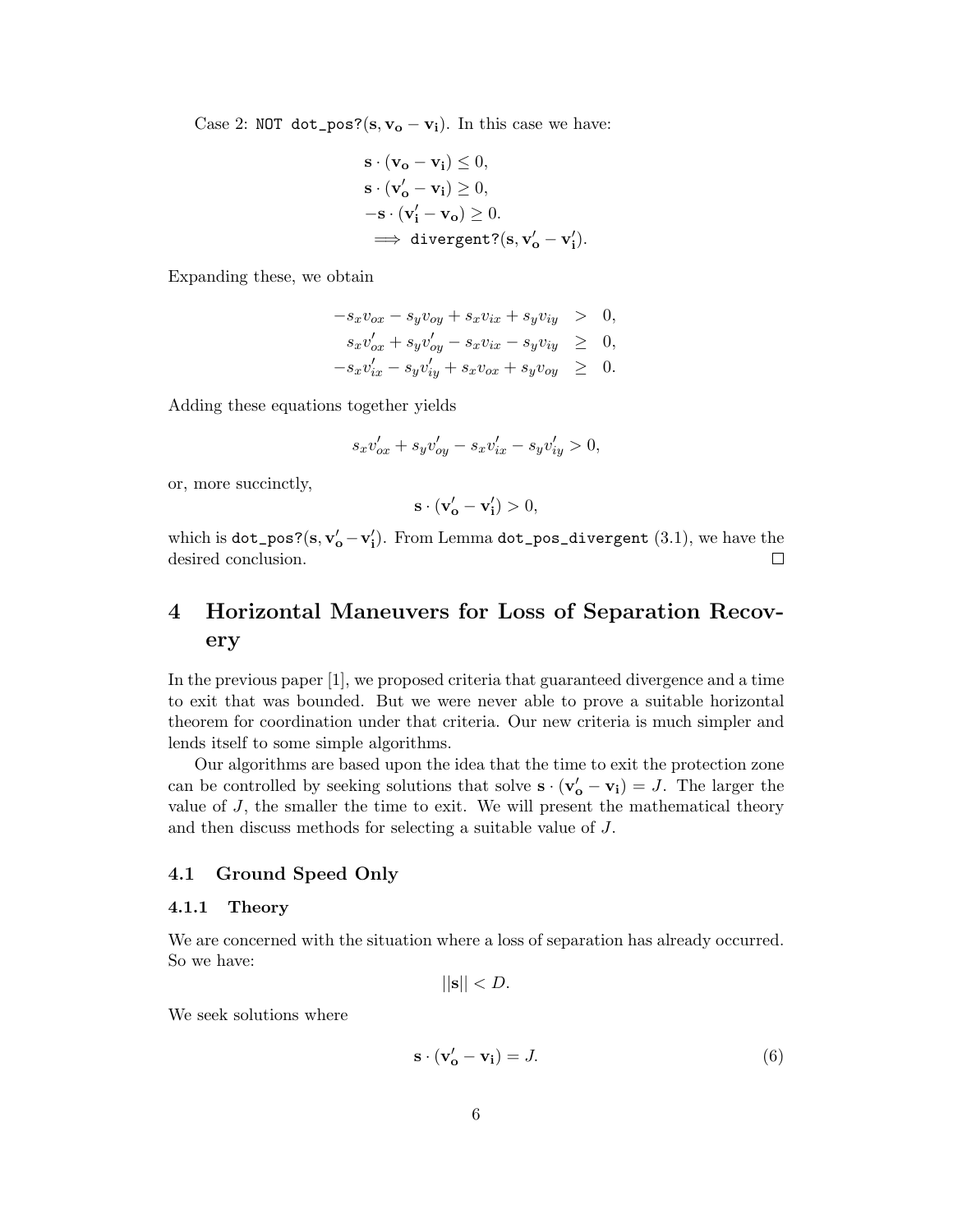Case 2: NOT $\texttt{dot\_pos?}(\mathbf{s}, \mathbf{v_o} - \mathbf{v_i})$. In this case we have:

$$
\begin{aligned}
&\mathbf{s} \cdot (\mathbf{v_o} - \mathbf{v_i}) \leq 0, \\
&\mathbf{s} \cdot (\mathbf{v'_o} - \mathbf{v_i}) \geq 0, \\
&-\mathbf{s} \cdot (\mathbf{v'_i} - \mathbf{v_o}) \geq 0. \\
&\implies \texttt{divergent?}(\mathbf{s}, \mathbf{v'_o} - \mathbf{v'_i}).
\end{aligned}
$$

Expanding these, we obtain

$$
\begin{aligned}
-s_x v_{ox} - s_y v_{oy} + s_x v_{ix} + s_y v_{iy} &> 0, \\
s_x v'_{ox} + s_y v'_{oy} - s_x v_{ix} - s_y v_{iy} &\geq 0, \\
-s_x v'_{ix} - s_y v'_{iy} + s_x v_{ox} + s_y v_{oy} &\geq 0.
\end{aligned}
$$

Adding these equations together yields

$$
s_x v'_{ox} + s_y v'_{oy} - s_x v'_{ix} - s_y v'_{iy} > 0,
$$

or, more succinctly,

$$
\mathbf{s} \cdot (\mathbf{v'_o} - \mathbf{v'_i}) > 0,
$$

which is $\texttt{dot\_pos?}(\mathbf{s}, \mathbf{v'_o} - \mathbf{v'_i})$. From Lemma `dot_pos_divergent` (3.1), we have the desired conclusion. □

# 4 Horizontal Maneuvers for Loss of Separation Recovery

In the previous paper [1], we proposed criteria that guaranteed divergence and a time to exit that was bounded. But we were never able to prove a suitable horizontal theorem for coordination under that criteria. Our new criteria is much simpler and lends itself to some simple algorithms.

Our algorithms are based upon the idea that the time to exit the protection zone can be controlled by seeking solutions that solve $\mathbf{s} \cdot (\mathbf{v'_o} - \mathbf{v_i}) = J$. The larger the value of $J$, the smaller the time to exit. We will present the mathematical theory and then discuss methods for selecting a suitable value of $J$.

## 4.1 Ground Speed Only

### 4.1.1 Theory

We are concerned with the situation where a loss of separation has already occurred. So we have:

$$
||\mathbf{s}|| < D.
$$

We seek solutions where

$$
\mathbf{s} \cdot (\mathbf{v'_o} - \mathbf{v_i}) = J. \tag{6}
$$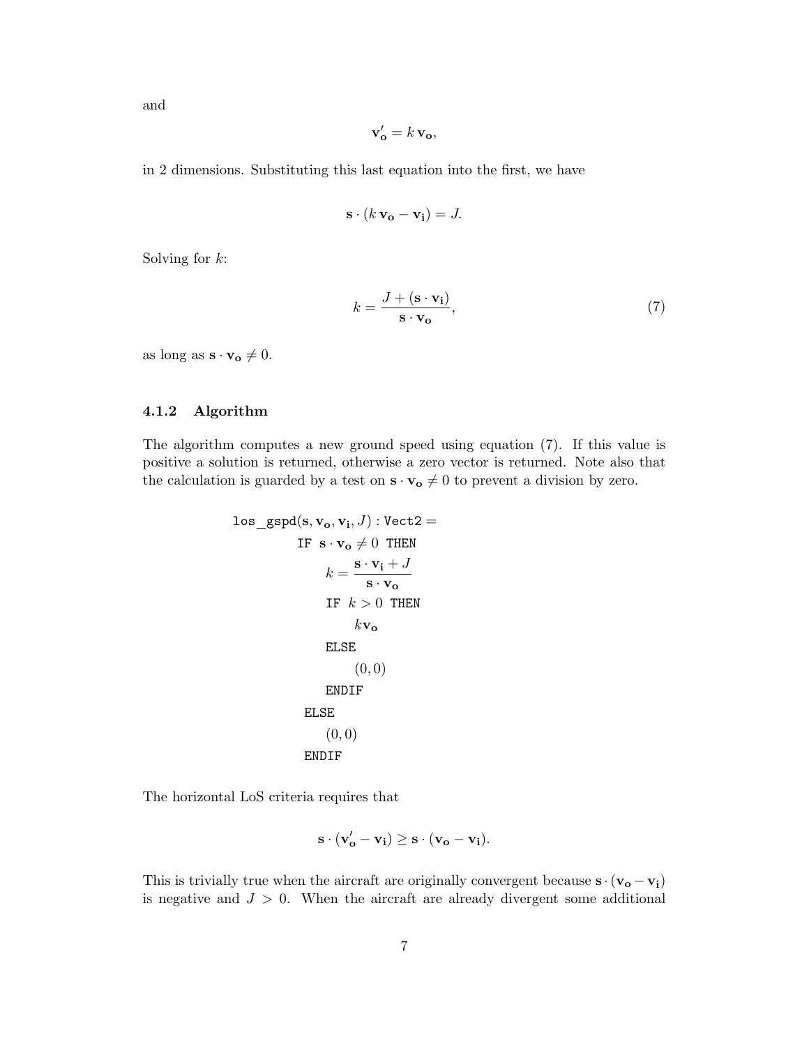and

$$\mathbf{v_o'} = k\,\mathbf{v_o},$$

in 2 dimensions. Substituting this last equation into the first, we have

$$\mathbf{s} \cdot (k\,\mathbf{v_o} - \mathbf{v_i}) = J.$$

Solving for $k$:

$$k = \frac{J + (\mathbf{s} \cdot \mathbf{v_i})}{\mathbf{s} \cdot \mathbf{v_o}}, \tag{7}$$

as long as $\mathbf{s} \cdot \mathbf{v_o} \neq 0$.

#### 4.1.2 Algorithm

The algorithm computes a new ground speed using equation (7). If this value is positive a solution is returned, otherwise a zero vector is returned. Note also that the calculation is guarded by a test on $\mathbf{s} \cdot \mathbf{v_o} \neq 0$ to prevent a division by zero.

$$
\begin{array}{l}
\texttt{los\_gspd}(\mathbf{s}, \mathbf{v_o}, \mathbf{v_i}, J) : \texttt{Vect2} = \\
\quad \texttt{IF } \mathbf{s} \cdot \mathbf{v_o} \neq 0 \texttt{ THEN} \\
\quad\quad k = \dfrac{\mathbf{s} \cdot \mathbf{v_i} + J}{\mathbf{s} \cdot \mathbf{v_o}} \\
\quad\quad \texttt{IF } k > 0 \texttt{ THEN} \\
\quad\quad\quad k\mathbf{v_o} \\
\quad\quad \texttt{ELSE} \\
\quad\quad\quad (0, 0) \\
\quad\quad \texttt{ENDIF} \\
\quad \texttt{ELSE} \\
\quad\quad (0, 0) \\
\quad \texttt{ENDIF}
\end{array}
$$

The horizontal LoS criteria requires that

$$\mathbf{s} \cdot (\mathbf{v_o'} - \mathbf{v_i}) \geq \mathbf{s} \cdot (\mathbf{v_o} - \mathbf{v_i}).$$

This is trivially true when the aircraft are originally convergent because $\mathbf{s} \cdot (\mathbf{v_o} - \mathbf{v_i})$ is negative and $J > 0$. When the aircraft are already divergent some additional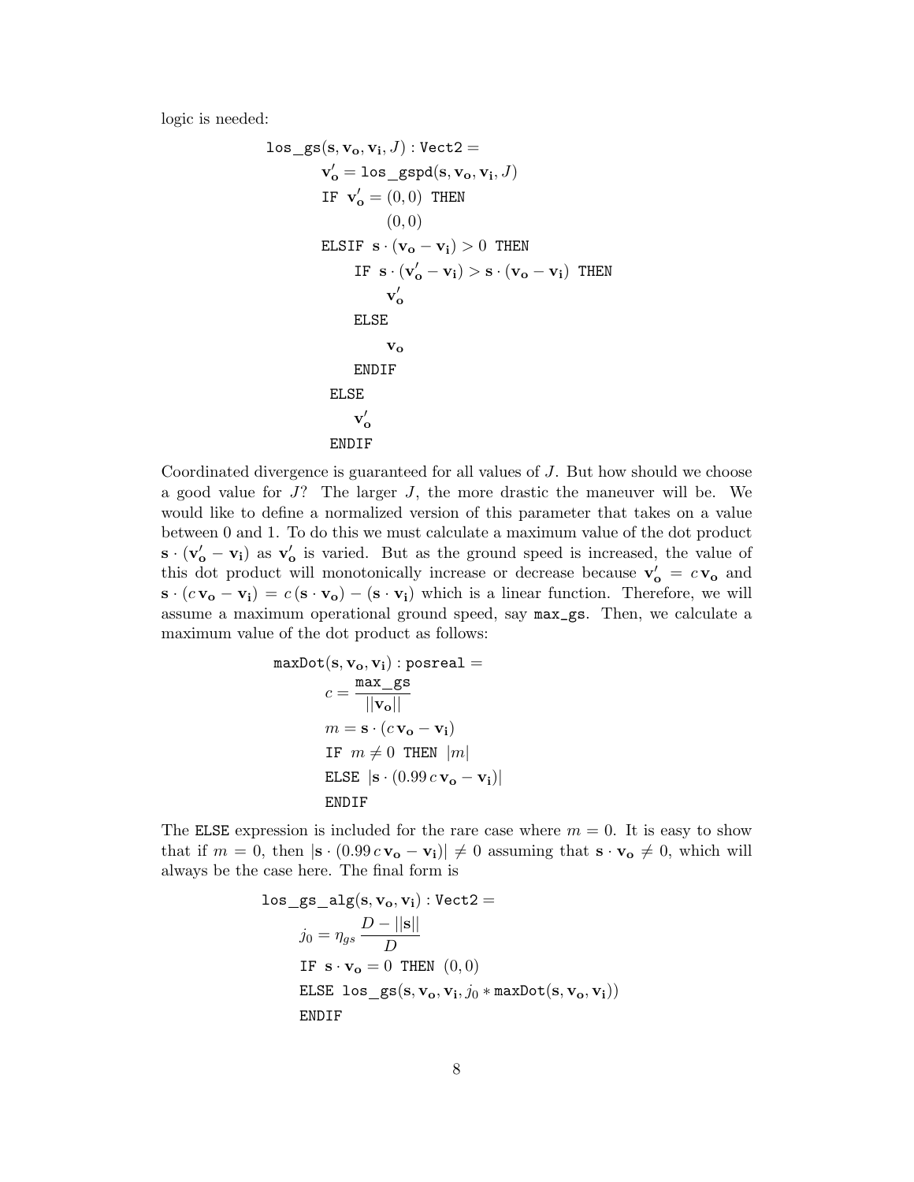logic is needed:

$$
\begin{array}{l}
\texttt{los\_gs}(\mathbf{s}, \mathbf{v_o}, \mathbf{v_i}, J) : \texttt{Vect2} = \\
\quad \mathbf{v_o'} = \texttt{los\_gspd}(\mathbf{s}, \mathbf{v_o}, \mathbf{v_i}, J) \\
\quad \texttt{IF } \mathbf{v_o'} = (0,0) \texttt{ THEN} \\
\qquad (0,0) \\
\quad \texttt{ELSIF } \mathbf{s} \cdot (\mathbf{v_o} - \mathbf{v_i}) > 0 \texttt{ THEN} \\
\qquad \texttt{IF } \mathbf{s} \cdot (\mathbf{v_o'} - \mathbf{v_i}) > \mathbf{s} \cdot (\mathbf{v_o} - \mathbf{v_i}) \texttt{ THEN} \\
\qquad\quad \mathbf{v_o'} \\
\qquad \texttt{ELSE} \\
\qquad\quad \mathbf{v_o} \\
\qquad \texttt{ENDIF} \\
\quad \texttt{ELSE} \\
\qquad \mathbf{v_o'} \\
\quad \texttt{ENDIF}
\end{array}
$$

Coordinated divergence is guaranteed for all values of $J$. But how should we choose a good value for $J$? The larger $J$, the more drastic the maneuver will be. We would like to define a normalized version of this parameter that takes on a value between 0 and 1. To do this we must calculate a maximum value of the dot product $\mathbf{s} \cdot (\mathbf{v_o'} - \mathbf{v_i})$ as $\mathbf{v_o'}$ is varied. But as the ground speed is increased, the value of this dot product will monotonically increase or decrease because $\mathbf{v_o'} = c\,\mathbf{v_o}$ and $\mathbf{s} \cdot (c\,\mathbf{v_o} - \mathbf{v_i}) = c\,(\mathbf{s} \cdot \mathbf{v_o}) - (\mathbf{s} \cdot \mathbf{v_i})$ which is a linear function. Therefore, we will assume a maximum operational ground speed, say max_gs. Then, we calculate a maximum value of the dot product as follows:

$$
\begin{array}{l}
\texttt{maxDot}(\mathbf{s}, \mathbf{v_o}, \mathbf{v_i}) : \texttt{posreal} = \\
\quad c = \dfrac{\texttt{max\_gs}}{||\mathbf{v_o}||} \\
\quad m = \mathbf{s} \cdot (c\,\mathbf{v_o} - \mathbf{v_i}) \\
\quad \texttt{IF } m \neq 0 \texttt{ THEN } |m| \\
\quad \texttt{ELSE } |\mathbf{s} \cdot (0.99\,c\,\mathbf{v_o} - \mathbf{v_i})| \\
\quad \texttt{ENDIF}
\end{array}
$$

The ELSE expression is included for the rare case where $m = 0$. It is easy to show that if $m = 0$, then $|\mathbf{s} \cdot (0.99\,c\,\mathbf{v_o} - \mathbf{v_i})| \neq 0$ assuming that $\mathbf{s} \cdot \mathbf{v_o} \neq 0$, which will always be the case here. The final form is

$$
\begin{array}{l}
\texttt{los\_gs\_alg}(\mathbf{s}, \mathbf{v_o}, \mathbf{v_i}) : \texttt{Vect2} = \\
\quad j_0 = \eta_{gs}\, \dfrac{D - ||\mathbf{s}||}{D} \\
\quad \texttt{IF } \mathbf{s} \cdot \mathbf{v_o} = 0 \texttt{ THEN } (0,0) \\
\quad \texttt{ELSE } \texttt{los\_gs}(\mathbf{s}, \mathbf{v_o}, \mathbf{v_i}, j_0 * \texttt{maxDot}(\mathbf{s}, \mathbf{v_o}, \mathbf{v_i})) \\
\quad \texttt{ENDIF}
\end{array}
$$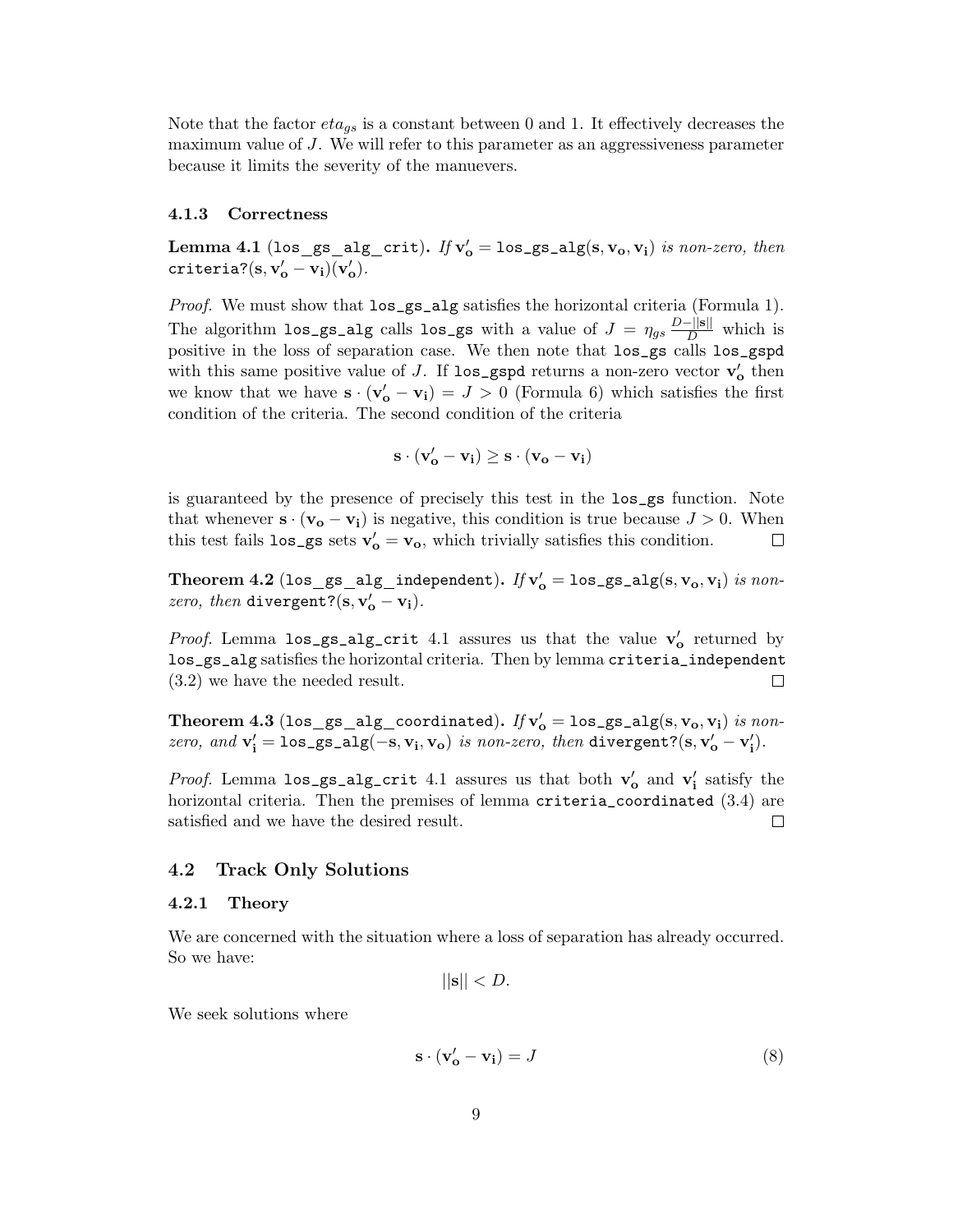Note that the factor $eta_{gs}$ is a constant between 0 and 1. It effectively decreases the maximum value of $J$. We will refer to this parameter as an aggressiveness parameter because it limits the severity of the manuevers.

#### 4.1.3 Correctness

**Lemma 4.1** (los_gs_alg_crit). *If* $\mathbf{v_o'} = \texttt{los\_gs\_alg}(\mathbf{s}, \mathbf{v_o}, \mathbf{v_i})$ *is non-zero, then* $\texttt{criteria?}(\mathbf{s}, \mathbf{v_o'} - \mathbf{v_i})(\mathbf{v_o'})$.

*Proof.* We must show that los_gs_alg satisfies the horizontal criteria (Formula 1). The algorithm los_gs_alg calls los_gs with a value of $J = \eta_{gs} \frac{D - ||\mathbf{s}||}{D}$ which is positive in the loss of separation case. We then note that los_gs calls los_gspd with this same positive value of $J$. If los_gspd returns a non-zero vector $\mathbf{v_o'}$ then we know that we have $\mathbf{s} \cdot (\mathbf{v_o'} - \mathbf{v_i}) = J > 0$ (Formula 6) which satisfies the first condition of the criteria. The second condition of the criteria

$$\mathbf{s} \cdot (\mathbf{v_o'} - \mathbf{v_i}) \geq \mathbf{s} \cdot (\mathbf{v_o} - \mathbf{v_i})$$

is guaranteed by the presence of precisely this test in the los_gs function. Note that whenever $\mathbf{s} \cdot (\mathbf{v_o} - \mathbf{v_i})$ is negative, this condition is true because $J > 0$. When this test fails los_gs sets $\mathbf{v_o'} = \mathbf{v_o}$, which trivially satisfies this condition. □

**Theorem 4.2** (los_gs_alg_independent). *If* $\mathbf{v_o'} = \texttt{los\_gs\_alg}(\mathbf{s}, \mathbf{v_o}, \mathbf{v_i})$ *is non-zero, then* $\texttt{divergent?}(\mathbf{s}, \mathbf{v_o'} - \mathbf{v_i})$.

*Proof.* Lemma los_gs_alg_crit 4.1 assures us that the value $\mathbf{v_o'}$ returned by los_gs_alg satisfies the horizontal criteria. Then by lemma criteria_independent (3.2) we have the needed result. □

**Theorem 4.3** (los_gs_alg_coordinated). *If* $\mathbf{v_o'} = \texttt{los\_gs\_alg}(\mathbf{s}, \mathbf{v_o}, \mathbf{v_i})$ *is non-zero, and* $\mathbf{v_i'} = \texttt{los\_gs\_alg}(-\mathbf{s}, \mathbf{v_i}, \mathbf{v_o})$ *is non-zero, then* $\texttt{divergent?}(\mathbf{s}, \mathbf{v_o'} - \mathbf{v_i'})$.

*Proof.* Lemma los_gs_alg_crit 4.1 assures us that both $\mathbf{v_o'}$ and $\mathbf{v_i'}$ satisfy the horizontal criteria. Then the premises of lemma criteria_coordinated (3.4) are satisfied and we have the desired result. □

### 4.2 Track Only Solutions

#### 4.2.1 Theory

We are concerned with the situation where a loss of separation has already occurred. So we have:

$$||\mathbf{s}|| < D.$$

We seek solutions where

$$\mathbf{s} \cdot (\mathbf{v_o'} - \mathbf{v_i}) = J \tag{8}$$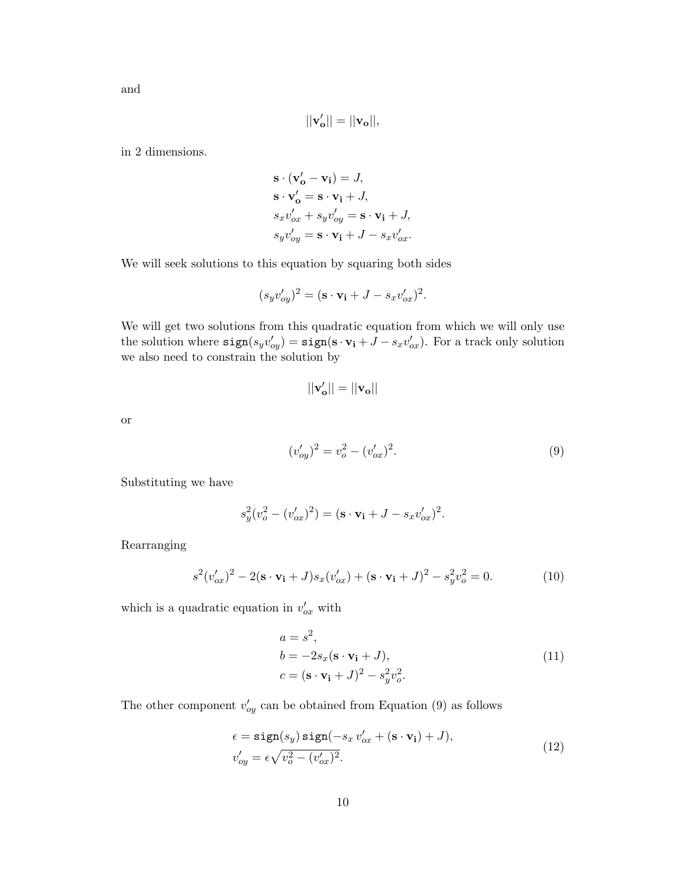and

$$||\mathbf{v_o'}|| = ||\mathbf{v_o}||,$$

in 2 dimensions.

$$\begin{aligned}
\mathbf{s} \cdot (\mathbf{v_o'} - \mathbf{v_i}) &= J, \\
\mathbf{s} \cdot \mathbf{v_o'} &= \mathbf{s} \cdot \mathbf{v_i} + J, \\
s_x v_{ox}' + s_y v_{oy}' &= \mathbf{s} \cdot \mathbf{v_i} + J, \\
s_y v_{oy}' &= \mathbf{s} \cdot \mathbf{v_i} + J - s_x v_{ox}'.
\end{aligned}$$

We will seek solutions to this equation by squaring both sides

$$(s_y v_{oy}')^2 = (\mathbf{s} \cdot \mathbf{v_i} + J - s_x v_{ox}')^2.$$

We will get two solutions from this quadratic equation from which we will only use the solution where $\texttt{sign}(s_y v_{oy}') = \texttt{sign}(\mathbf{s} \cdot \mathbf{v_i} + J - s_x v_{ox}')$. For a track only solution we also need to constrain the solution by

$$||\mathbf{v_o'}|| = ||\mathbf{v_o}||$$

or

$$(v_{oy}')^2 = v_o^2 - (v_{ox}')^2. \tag{9}$$

Substituting we have

$$s_y^2 (v_o^2 - (v_{ox}')^2) = (\mathbf{s} \cdot \mathbf{v_i} + J - s_x v_{ox}')^2.$$

Rearranging

$$s^2 (v_{ox}')^2 - 2(\mathbf{s} \cdot \mathbf{v_i} + J) s_x (v_{ox}') + (\mathbf{s} \cdot \mathbf{v_i} + J)^2 - s_y^2 v_o^2 = 0. \tag{10}$$

which is a quadratic equation in $v_{ox}'$ with

$$\begin{aligned}
a &= s^2, \\
b &= -2 s_x (\mathbf{s} \cdot \mathbf{v_i} + J), \\
c &= (\mathbf{s} \cdot \mathbf{v_i} + J)^2 - s_y^2 v_o^2.
\end{aligned} \tag{11}$$

The other component $v_{oy}'$ can be obtained from Equation (9) as follows

$$\begin{aligned}
\epsilon &= \texttt{sign}(s_y)\, \texttt{sign}(-s_x\, v_{ox}' + (\mathbf{s} \cdot \mathbf{v_i}) + J), \\
v_{oy}' &= \epsilon \sqrt{v_o^2 - (v_{ox}')^2}.
\end{aligned} \tag{12}$$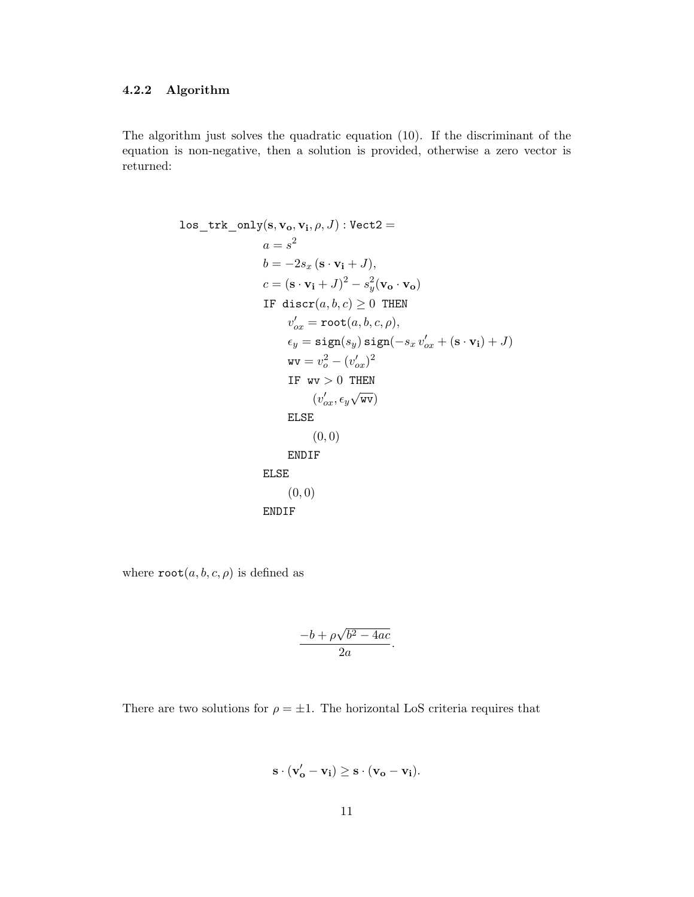#### 4.2.2 Algorithm

The algorithm just solves the quadratic equation (10). If the discriminant of the equation is non-negative, then a solution is provided, otherwise a zero vector is returned:

$$
\begin{aligned}
&\texttt{los\_trk\_only}(\mathbf{s}, \mathbf{v_o}, \mathbf{v_i}, \rho, J) : \texttt{Vect2} = \\
&\quad a = s^2 \\
&\quad b = -2 s_x \,(\mathbf{s} \cdot \mathbf{v_i} + J), \\
&\quad c = (\mathbf{s} \cdot \mathbf{v_i} + J)^2 - s_y^2 (\mathbf{v_o} \cdot \mathbf{v_o}) \\
&\quad \texttt{IF } \texttt{discr}(a, b, c) \geq 0 \texttt{ THEN} \\
&\qquad v'_{ox} = \texttt{root}(a, b, c, \rho), \\
&\qquad \epsilon_y = \texttt{sign}(s_y)\, \texttt{sign}(-s_x\, v'_{ox} + (\mathbf{s} \cdot \mathbf{v_i}) + J) \\
&\qquad \texttt{wv} = v_o^2 - (v'_{ox})^2 \\
&\qquad \texttt{IF } \texttt{wv} > 0 \texttt{ THEN} \\
&\qquad\quad (v'_{ox}, \epsilon_y \sqrt{\texttt{wv}}) \\
&\qquad \texttt{ELSE} \\
&\qquad\quad (0, 0) \\
&\qquad \texttt{ENDIF} \\
&\quad \texttt{ELSE} \\
&\qquad (0, 0) \\
&\quad \texttt{ENDIF}
\end{aligned}
$$

where $\texttt{root}(a, b, c, \rho)$ is defined as

$$
\frac{-b + \rho \sqrt{b^2 - 4ac}}{2a}.
$$

There are two solutions for $\rho = \pm 1$. The horizontal LoS criteria requires that

$$
\mathbf{s} \cdot (\mathbf{v'_o} - \mathbf{v_i}) \geq \mathbf{s} \cdot (\mathbf{v_o} - \mathbf{v_i}).
$$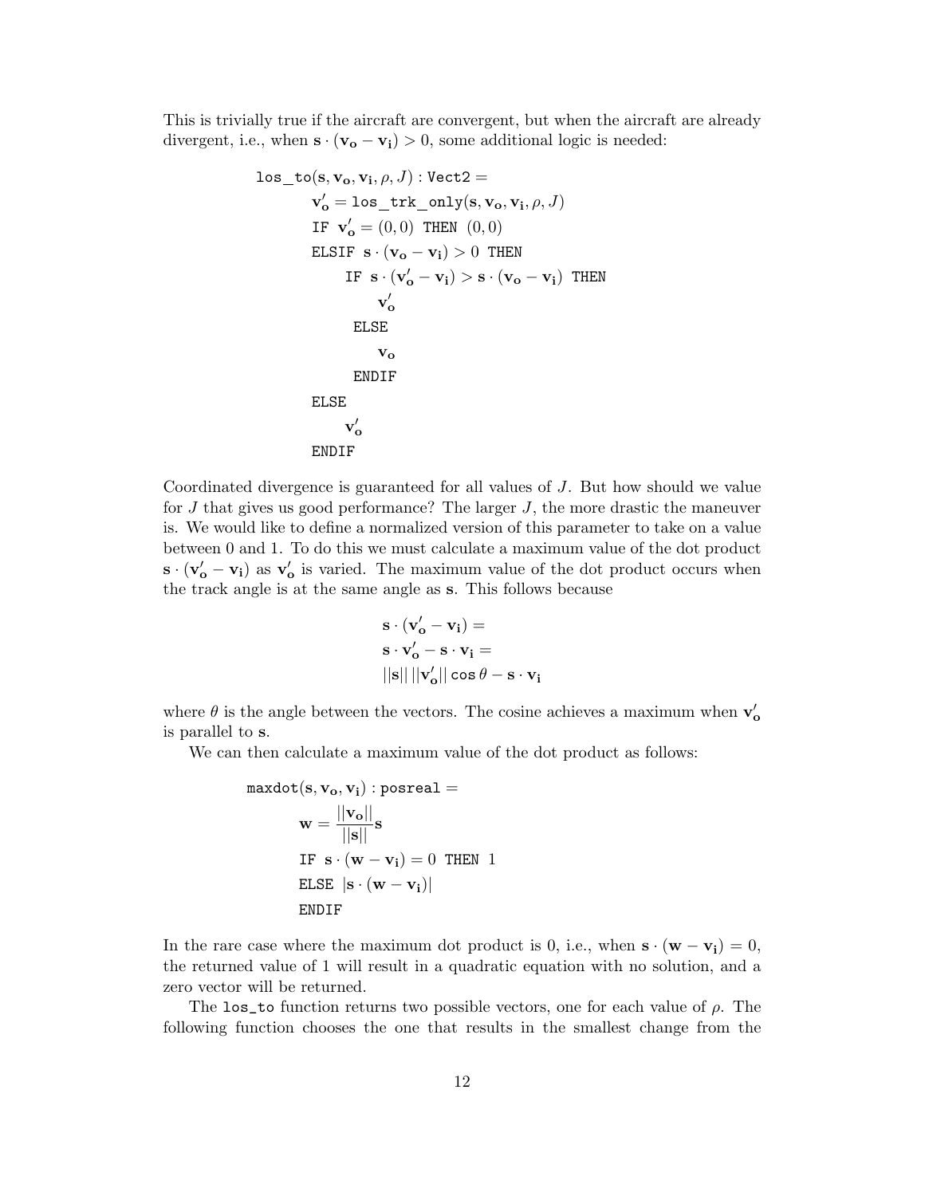This is trivially true if the aircraft are convergent, but when the aircraft are already divergent, i.e., when $\mathbf{s} \cdot (\mathbf{v_o} - \mathbf{v_i}) > 0$, some additional logic is needed:

$$
\begin{aligned}
&\texttt{los\_to}(\mathbf{s}, \mathbf{v_o}, \mathbf{v_i}, \rho, J) : \texttt{Vect2} = \\
&\quad \mathbf{v_o'} = \texttt{los\_trk\_only}(\mathbf{s}, \mathbf{v_o}, \mathbf{v_i}, \rho, J) \\
&\quad \texttt{IF } \mathbf{v_o'} = (0,0) \texttt{ THEN } (0,0) \\
&\quad \texttt{ELSIF } \mathbf{s} \cdot (\mathbf{v_o} - \mathbf{v_i}) > 0 \texttt{ THEN} \\
&\qquad \texttt{IF } \mathbf{s} \cdot (\mathbf{v_o'} - \mathbf{v_i}) > \mathbf{s} \cdot (\mathbf{v_o} - \mathbf{v_i}) \texttt{ THEN} \\
&\qquad\quad \mathbf{v_o'} \\
&\qquad \texttt{ELSE} \\
&\qquad\quad \mathbf{v_o} \\
&\qquad \texttt{ENDIF} \\
&\quad \texttt{ELSE} \\
&\qquad \mathbf{v_o'} \\
&\quad \texttt{ENDIF}
\end{aligned}
$$

Coordinated divergence is guaranteed for all values of $J$. But how should we value for $J$ that gives us good performance? The larger $J$, the more drastic the maneuver is. We would like to define a normalized version of this parameter to take on a value between 0 and 1. To do this we must calculate a maximum value of the dot product $\mathbf{s} \cdot (\mathbf{v_o'} - \mathbf{v_i})$ as $\mathbf{v_o'}$ is varied. The maximum value of the dot product occurs when the track angle is at the same angle as $\mathbf{s}$. This follows because

$$
\begin{aligned}
&\mathbf{s} \cdot (\mathbf{v_o'} - \mathbf{v_i}) = \\
&\mathbf{s} \cdot \mathbf{v_o'} - \mathbf{s} \cdot \mathbf{v_i} = \\
&||\mathbf{s}||\, ||\mathbf{v_o'}|| \cos\theta - \mathbf{s} \cdot \mathbf{v_i}
\end{aligned}
$$

where $\theta$ is the angle between the vectors. The cosine achieves a maximum when $\mathbf{v_o'}$ is parallel to $\mathbf{s}$.

We can then calculate a maximum value of the dot product as follows:

$$
\begin{aligned}
&\texttt{maxdot}(\mathbf{s}, \mathbf{v_o}, \mathbf{v_i}) : \texttt{posreal} = \\
&\quad \mathbf{w} = \frac{||\mathbf{v_o}||}{||\mathbf{s}||}\mathbf{s} \\
&\quad \texttt{IF } \mathbf{s} \cdot (\mathbf{w} - \mathbf{v_i}) = 0 \texttt{ THEN } 1 \\
&\quad \texttt{ELSE } |\mathbf{s} \cdot (\mathbf{w} - \mathbf{v_i})| \\
&\quad \texttt{ENDIF}
\end{aligned}
$$

In the rare case where the maximum dot product is 0, i.e., when $\mathbf{s} \cdot (\mathbf{w} - \mathbf{v_i}) = 0$, the returned value of 1 will result in a quadratic equation with no solution, and a zero vector will be returned.

The `los_to` function returns two possible vectors, one for each value of $\rho$. The following function chooses the one that results in the smallest change from the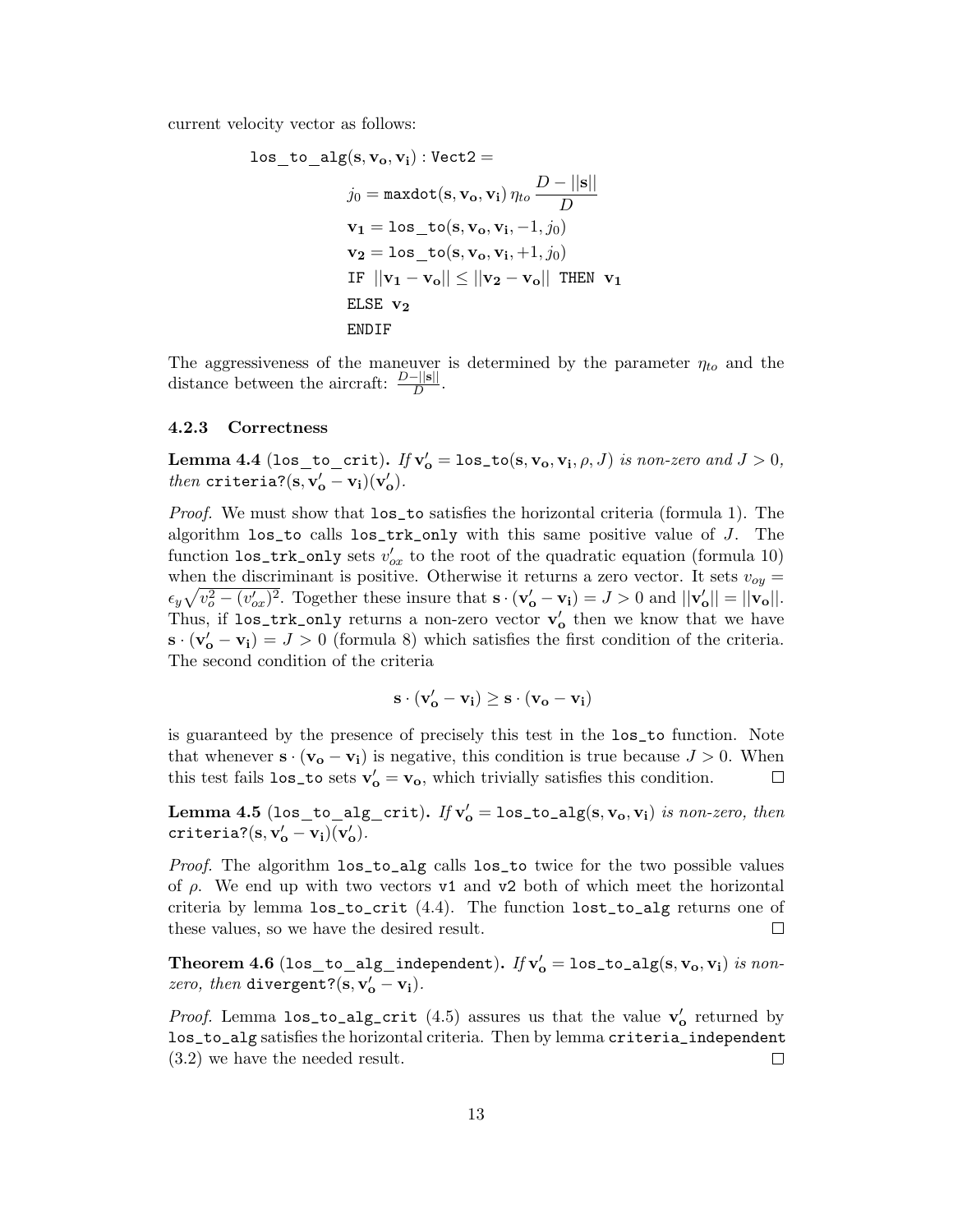current velocity vector as follows:

$$
\begin{aligned}
\texttt{los\_to\_alg}(\mathbf{s}, \mathbf{v_o}, \mathbf{v_i}) : \texttt{Vect2} = \\
& j_0 = \texttt{maxdot}(\mathbf{s}, \mathbf{v_o}, \mathbf{v_i})\, \eta_{to} \, \frac{D - ||\mathbf{s}||}{D} \\
& \mathbf{v_1} = \texttt{los\_to}(\mathbf{s}, \mathbf{v_o}, \mathbf{v_i}, -1, j_0) \\
& \mathbf{v_2} = \texttt{los\_to}(\mathbf{s}, \mathbf{v_o}, \mathbf{v_i}, +1, j_0) \\
& \texttt{IF } ||\mathbf{v_1} - \mathbf{v_o}|| \le ||\mathbf{v_2} - \mathbf{v_o}|| \texttt{ THEN } \mathbf{v_1} \\
& \texttt{ELSE } \mathbf{v_2} \\
& \texttt{ENDIF}
\end{aligned}
$$

The aggressiveness of the maneuver is determined by the parameter $\eta_{to}$ and the distance between the aircraft: $\frac{D-||\mathbf{s}||}{D}$.

### 4.2.3 Correctness

**Lemma 4.4** (`los_to_crit`). *If* $\mathbf{v_o'} = \texttt{los\_to}(\mathbf{s}, \mathbf{v_o}, \mathbf{v_i}, \rho, J)$ *is non-zero and* $J > 0$*, then* $\texttt{criteria?}(\mathbf{s}, \mathbf{v_o'} - \mathbf{v_i})(\mathbf{v_o'})$.

*Proof.* We must show that `los_to` satisfies the horizontal criteria (formula 1). The algorithm `los_to` calls `los_trk_only` with this same positive value of $J$. The function `los_trk_only` sets $v'_{ox}$ to the root of the quadratic equation (formula 10) when the discriminant is positive. Otherwise it returns a zero vector. It sets $v_{oy} = \epsilon_y \sqrt{v_o^2 - (v'_{ox})^2}$. Together these insure that $\mathbf{s} \cdot (\mathbf{v_o'} - \mathbf{v_i}) = J > 0$ and $||\mathbf{v_o'}|| = ||\mathbf{v_o}||$. Thus, if `los_trk_only` returns a non-zero vector $\mathbf{v_o'}$ then we know that we have $\mathbf{s} \cdot (\mathbf{v_o'} - \mathbf{v_i}) = J > 0$ (formula 8) which satisfies the first condition of the criteria. The second condition of the criteria

$$\mathbf{s} \cdot (\mathbf{v_o'} - \mathbf{v_i}) \ge \mathbf{s} \cdot (\mathbf{v_o} - \mathbf{v_i})$$

is guaranteed by the presence of precisely this test in the `los_to` function. Note that whenever $\mathbf{s} \cdot (\mathbf{v_o} - \mathbf{v_i})$ is negative, this condition is true because $J > 0$. When this test fails `los_to` sets $\mathbf{v_o'} = \mathbf{v_o}$, which trivially satisfies this condition. ☐

**Lemma 4.5** (`los_to_alg_crit`). *If* $\mathbf{v_o'} = \texttt{los\_to\_alg}(\mathbf{s}, \mathbf{v_o}, \mathbf{v_i})$ *is non-zero, then* $\texttt{criteria?}(\mathbf{s}, \mathbf{v_o'} - \mathbf{v_i})(\mathbf{v_o'})$.

*Proof.* The algorithm `los_to_alg` calls `los_to` twice for the two possible values of $\rho$. We end up with two vectors `v1` and `v2` both of which meet the horizontal criteria by lemma `los_to_crit` (4.4). The function `lost_to_alg` returns one of these values, so we have the desired result. ☐

**Theorem 4.6** (`los_to_alg_independent`). *If* $\mathbf{v_o'} = \texttt{los\_to\_alg}(\mathbf{s}, \mathbf{v_o}, \mathbf{v_i})$ *is non-zero, then* $\texttt{divergent?}(\mathbf{s}, \mathbf{v_o'} - \mathbf{v_i})$.

*Proof.* Lemma `los_to_alg_crit` (4.5) assures us that the value $\mathbf{v_o'}$ returned by `los_to_alg` satisfies the horizontal criteria. Then by lemma `criteria_independent` (3.2) we have the needed result. ☐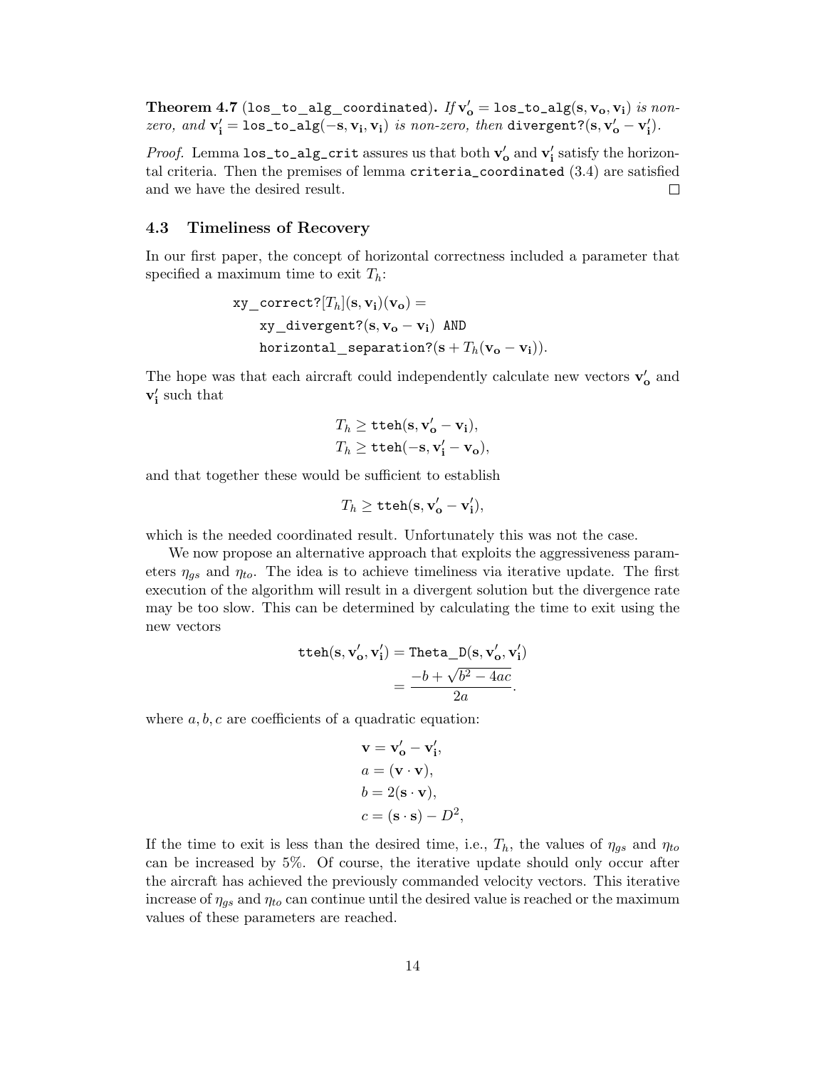**Theorem 4.7** (los_to_alg_coordinated)**.** *If* $\mathbf{v_o'} = \texttt{los\_to\_alg}(\mathbf{s}, \mathbf{v_o}, \mathbf{v_i})$ *is non-zero, and* $\mathbf{v_i'} = \texttt{los\_to\_alg}(-\mathbf{s}, \mathbf{v_i}, \mathbf{v_i})$ *is non-zero, then* $\texttt{divergent?}(\mathbf{s}, \mathbf{v_o'} - \mathbf{v_i'})$.

*Proof.* Lemma los_to_alg_crit assures us that both $\mathbf{v_o'}$ and $\mathbf{v_i'}$ satisfy the horizontal criteria. Then the premises of lemma criteria_coordinated (3.4) are satisfied and we have the desired result. □

### 4.3 Timeliness of Recovery

In our first paper, the concept of horizontal correctness included a parameter that specified a maximum time to exit $T_h$:

$$
\begin{aligned}
&\texttt{xy\_correct?}[T_h](\mathbf{s}, \mathbf{v_i})(\mathbf{v_o}) = \\
&\quad \texttt{xy\_divergent?}(\mathbf{s}, \mathbf{v_o} - \mathbf{v_i}) \ \texttt{AND} \\
&\quad \texttt{horizontal\_separation?}(\mathbf{s} + T_h(\mathbf{v_o} - \mathbf{v_i})).
\end{aligned}
$$

The hope was that each aircraft could independently calculate new vectors $\mathbf{v_o'}$ and $\mathbf{v_i'}$ such that

$$
\begin{aligned}
T_h &\geq \texttt{tteh}(\mathbf{s}, \mathbf{v_o'} - \mathbf{v_i}), \\
T_h &\geq \texttt{tteh}(-\mathbf{s}, \mathbf{v_i'} - \mathbf{v_o}),
\end{aligned}
$$

and that together these would be sufficient to establish

$$
T_h \geq \texttt{tteh}(\mathbf{s}, \mathbf{v_o'} - \mathbf{v_i'}),
$$

which is the needed coordinated result. Unfortunately this was not the case.

We now propose an alternative approach that exploits the aggressiveness parameters $\eta_{gs}$ and $\eta_{to}$. The idea is to achieve timeliness via iterative update. The first execution of the algorithm will result in a divergent solution but the divergence rate may be too slow. This can be determined by calculating the time to exit using the new vectors

$$
\begin{aligned}
\texttt{tteh}(\mathbf{s}, \mathbf{v_o'}, \mathbf{v_i'}) &= \texttt{Theta\_D}(\mathbf{s}, \mathbf{v_o'}, \mathbf{v_i'}) \\
&= \frac{-b + \sqrt{b^2 - 4ac}}{2a}.
\end{aligned}
$$

where $a, b, c$ are coefficients of a quadratic equation:

$$
\begin{aligned}
\mathbf{v} &= \mathbf{v_o'} - \mathbf{v_i'}, \\
a &= (\mathbf{v} \cdot \mathbf{v}), \\
b &= 2(\mathbf{s} \cdot \mathbf{v}), \\
c &= (\mathbf{s} \cdot \mathbf{s}) - D^2,
\end{aligned}
$$

If the time to exit is less than the desired time, i.e., $T_h$, the values of $\eta_{gs}$ and $\eta_{to}$ can be increased by 5%. Of course, the iterative update should only occur after the aircraft has achieved the previously commanded velocity vectors. This iterative increase of $\eta_{gs}$ and $\eta_{to}$ can continue until the desired value is reached or the maximum values of these parameters are reached.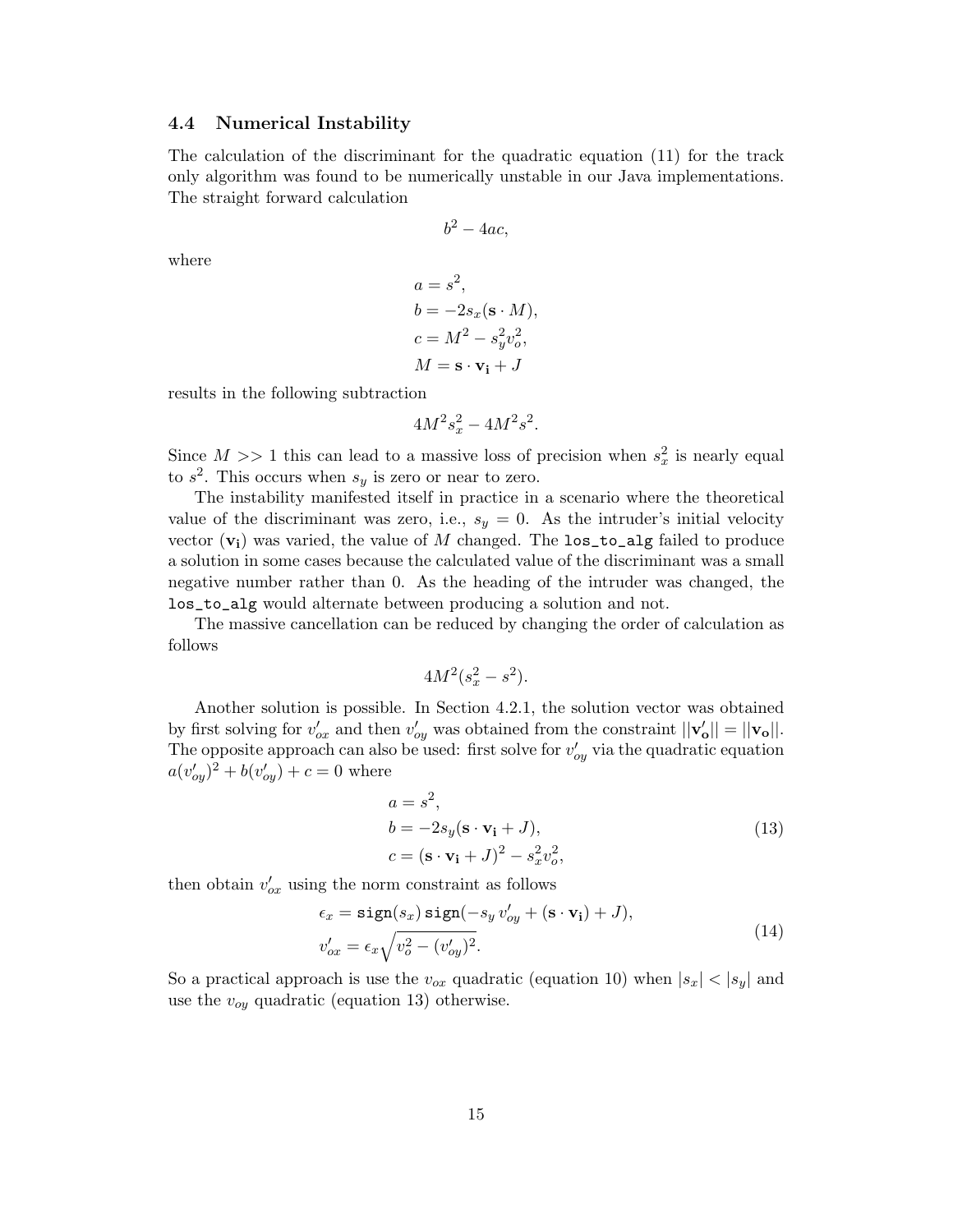### 4.4 Numerical Instability

The calculation of the discriminant for the quadratic equation (11) for the track only algorithm was found to be numerically unstable in our Java implementations. The straight forward calculation

$$b^2 - 4ac,$$

where

$$
\begin{aligned}
a &= s^2, \\
b &= -2s_x(\mathbf{s} \cdot M), \\
c &= M^2 - s_y^2 v_o^2, \\
M &= \mathbf{s} \cdot \mathbf{v_i} + J
\end{aligned}
$$

results in the following subtraction

$$4M^2 s_x^2 - 4M^2 s^2.$$

Since $M >> 1$ this can lead to a massive loss of precision when $s_x^2$ is nearly equal to $s^2$. This occurs when $s_y$ is zero or near to zero.

The instability manifested itself in practice in a scenario where the theoretical value of the discriminant was zero, i.e., $s_y = 0$. As the intruder's initial velocity vector ($\mathbf{v_i}$) was varied, the value of $M$ changed. The `los_to_alg` failed to produce a solution in some cases because the calculated value of the discriminant was a small negative number rather than 0. As the heading of the intruder was changed, the `los_to_alg` would alternate between producing a solution and not.

The massive cancellation can be reduced by changing the order of calculation as follows

$$4M^2(s_x^2 - s^2).$$

Another solution is possible. In Section 4.2.1, the solution vector was obtained by first solving for $v'_{ox}$ and then $v'_{oy}$ was obtained from the constraint $||\mathbf{v'_o}|| = ||\mathbf{v_o}||$. The opposite approach can also be used: first solve for $v'_{oy}$ via the quadratic equation $a(v'_{oy})^2 + b(v'_{oy}) + c = 0$ where

$$
\begin{aligned}
a &= s^2, \\
b &= -2s_y(\mathbf{s} \cdot \mathbf{v_i} + J), \\
c &= (\mathbf{s} \cdot \mathbf{v_i} + J)^2 - s_x^2 v_o^2,
\end{aligned}
\tag{13}
$$

then obtain $v'_{ox}$ using the norm constraint as follows

$$
\begin{aligned}
\epsilon_x &= \texttt{sign}(s_x)\,\texttt{sign}(-s_y\, v'_{oy} + (\mathbf{s} \cdot \mathbf{v_i}) + J), \\
v'_{ox} &= \epsilon_x \sqrt{v_o^2 - (v'_{oy})^2}.
\end{aligned}
\tag{14}
$$

So a practical approach is use the $v_{ox}$ quadratic (equation 10) when $|s_x| < |s_y|$ and use the $v_{oy}$ quadratic (equation 13) otherwise.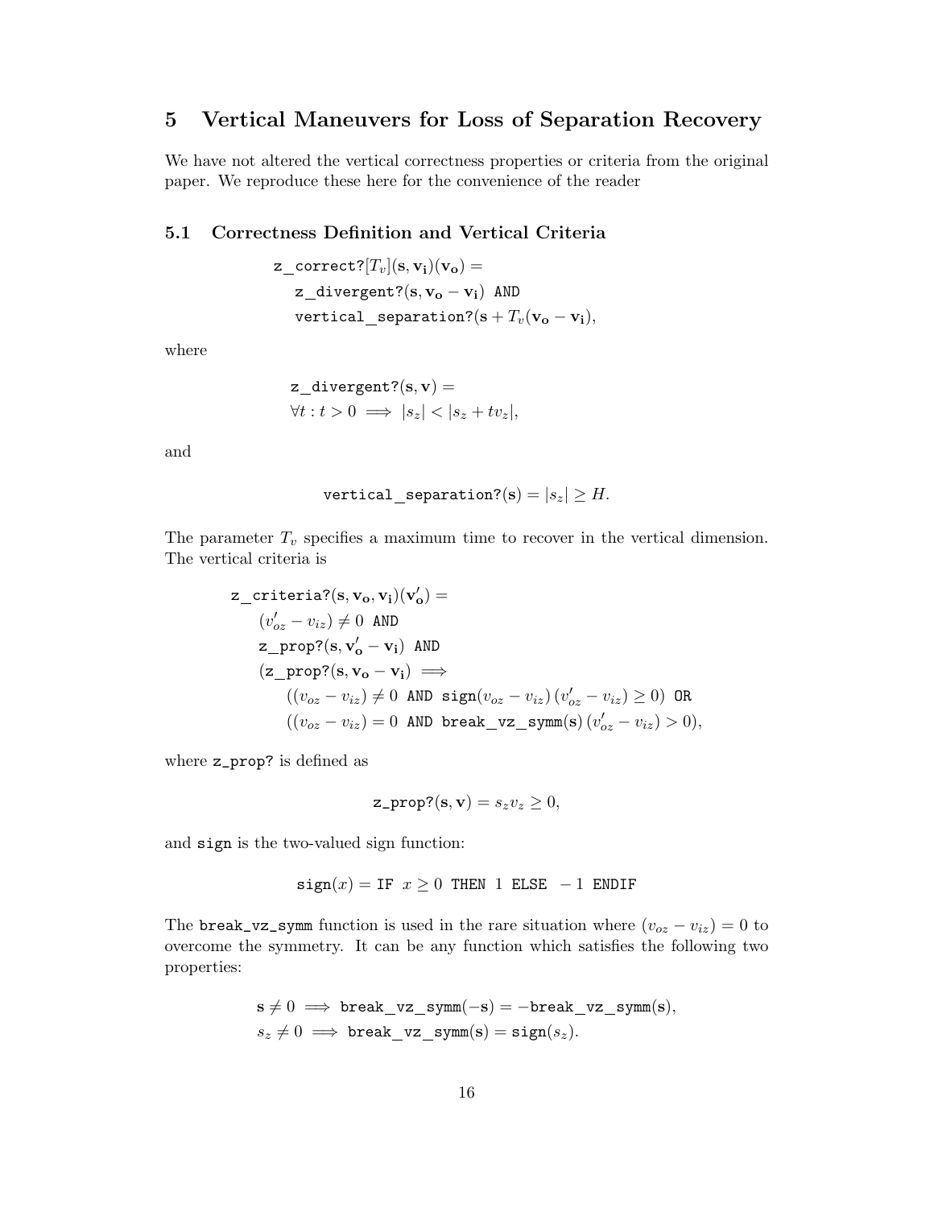## 5 Vertical Maneuvers for Loss of Separation Recovery

We have not altered the vertical correctness properties or criteria from the original paper. We reproduce these here for the convenience of the reader

### 5.1 Correctness Definition and Vertical Criteria

$$
\begin{aligned}
&\texttt{z\_correct?}[T_v](\mathbf{s}, \mathbf{v_i})(\mathbf{v_o}) = \\
&\quad \texttt{z\_divergent?}(\mathbf{s}, \mathbf{v_o} - \mathbf{v_i}) \texttt{ AND} \\
&\quad \texttt{vertical\_separation?}(\mathbf{s} + T_v(\mathbf{v_o} - \mathbf{v_i}),
\end{aligned}
$$

where

$$
\begin{aligned}
&\texttt{z\_divergent?}(\mathbf{s}, \mathbf{v}) = \\
&\forall t : t > 0 \implies |s_z| < |s_z + t v_z|,
\end{aligned}
$$

and

$$
\texttt{vertical\_separation?}(\mathbf{s}) = |s_z| \geq H.
$$

The parameter $T_v$ specifies a maximum time to recover in the vertical dimension. The vertical criteria is

$$
\begin{aligned}
&\texttt{z\_criteria?}(\mathbf{s}, \mathbf{v_o}, \mathbf{v_i})(\mathbf{v'_o}) = \\
&\quad (v'_{oz} - v_{iz}) \neq 0 \texttt{ AND} \\
&\quad \texttt{z\_prop?}(\mathbf{s}, \mathbf{v'_o} - \mathbf{v_i}) \texttt{ AND} \\
&\quad (\texttt{z\_prop?}(\mathbf{s}, \mathbf{v_o} - \mathbf{v_i}) \implies \\
&\qquad ((v_{oz} - v_{iz}) \neq 0 \texttt{ AND sign}(v_{oz} - v_{iz})\,(v'_{oz} - v_{iz}) \geq 0) \texttt{ OR} \\
&\qquad ((v_{oz} - v_{iz}) = 0 \texttt{ AND break\_vz\_symm}(\mathbf{s})\,(v'_{oz} - v_{iz}) > 0),
\end{aligned}
$$

where z_prop? is defined as

$$
\texttt{z\_prop?}(\mathbf{s}, \mathbf{v}) = s_z v_z \geq 0,
$$

and sign is the two-valued sign function:

$$
\texttt{sign}(x) = \texttt{IF } x \geq 0 \texttt{ THEN } 1 \texttt{ ELSE } -1 \texttt{ ENDIF}
$$

The break_vz_symm function is used in the rare situation where $(v_{oz} - v_{iz}) = 0$ to overcome the symmetry. It can be any function which satisfies the following two properties:

$$
\begin{aligned}
&\mathbf{s} \neq 0 \implies \texttt{break\_vz\_symm}(-\mathbf{s}) = -\texttt{break\_vz\_symm}(\mathbf{s}), \\
&s_z \neq 0 \implies \texttt{break\_vz\_symm}(\mathbf{s}) = \texttt{sign}(s_z).
\end{aligned}
$$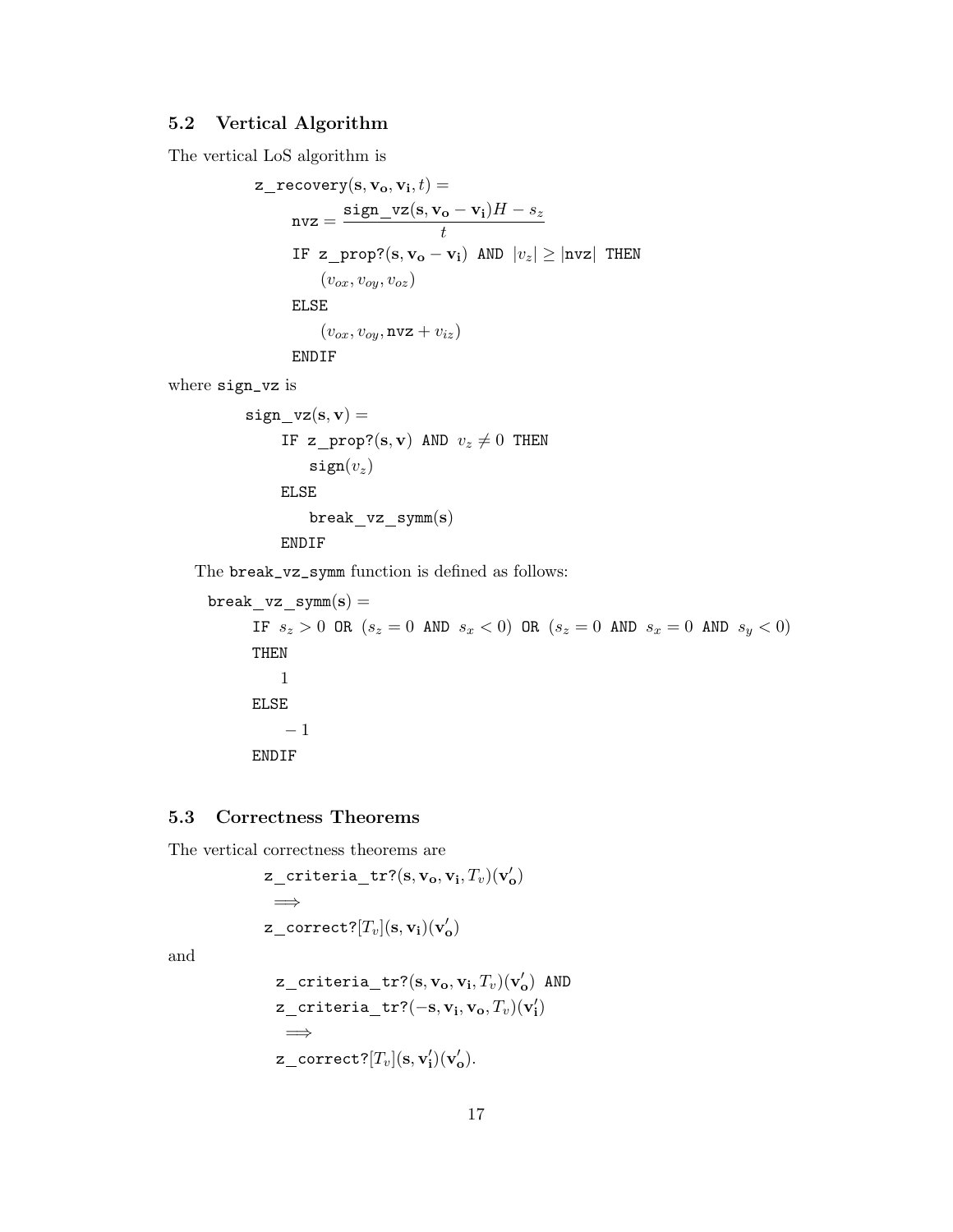### 5.2 Vertical Algorithm

The vertical LoS algorithm is

$$
\begin{array}{l}
\texttt{z\_recovery}(\mathbf{s}, \mathbf{v_o}, \mathbf{v_i}, t) = \\
\quad \texttt{nvz} = \dfrac{\texttt{sign\_vz}(\mathbf{s}, \mathbf{v_o} - \mathbf{v_i})H - s_z}{t} \\
\quad \texttt{IF z\_prop?}(\mathbf{s}, \mathbf{v_o} - \mathbf{v_i}) \texttt{ AND } |v_z| \geq |\texttt{nvz}| \texttt{ THEN} \\
\qquad (v_{ox}, v_{oy}, v_{oz}) \\
\quad \texttt{ELSE} \\
\qquad (v_{ox}, v_{oy}, \texttt{nvz} + v_{iz}) \\
\quad \texttt{ENDIF}
\end{array}
$$

where `sign_vz` is

$$
\begin{array}{l}
\texttt{sign\_vz}(\mathbf{s}, \mathbf{v}) = \\
\quad \texttt{IF z\_prop?}(\mathbf{s}, \mathbf{v}) \texttt{ AND } v_z \neq 0 \texttt{ THEN} \\
\qquad \texttt{sign}(v_z) \\
\quad \texttt{ELSE} \\
\qquad \texttt{break\_vz\_symm}(\mathbf{s}) \\
\quad \texttt{ENDIF}
\end{array}
$$

The `break_vz_symm` function is defined as follows:

$$
\begin{array}{l}
\texttt{break\_vz\_symm}(\mathbf{s}) = \\
\quad \texttt{IF } s_z > 0 \texttt{ OR } (s_z = 0 \texttt{ AND } s_x < 0) \texttt{ OR } (s_z = 0 \texttt{ AND } s_x = 0 \texttt{ AND } s_y < 0) \\
\quad \texttt{THEN} \\
\qquad 1 \\
\quad \texttt{ELSE} \\
\qquad -1 \\
\quad \texttt{ENDIF}
\end{array}
$$

### 5.3 Correctness Theorems

The vertical correctness theorems are

$$
\begin{array}{l}
\texttt{z\_criteria\_tr?}(\mathbf{s}, \mathbf{v_o}, \mathbf{v_i}, T_v)(\mathbf{v_o'}) \\
\quad \Longrightarrow \\
\texttt{z\_correct?}[T_v](\mathbf{s}, \mathbf{v_i})(\mathbf{v_o'})
\end{array}
$$

and

$$
\begin{array}{l}
\texttt{z\_criteria\_tr?}(\mathbf{s}, \mathbf{v_o}, \mathbf{v_i}, T_v)(\mathbf{v_o'}) \texttt{ AND} \\
\texttt{z\_criteria\_tr?}(-\mathbf{s}, \mathbf{v_i}, \mathbf{v_o}, T_v)(\mathbf{v_i'}) \\
\quad \Longrightarrow \\
\texttt{z\_correct?}[T_v](\mathbf{s}, \mathbf{v_i'})(\mathbf{v_o'}).
\end{array}
$$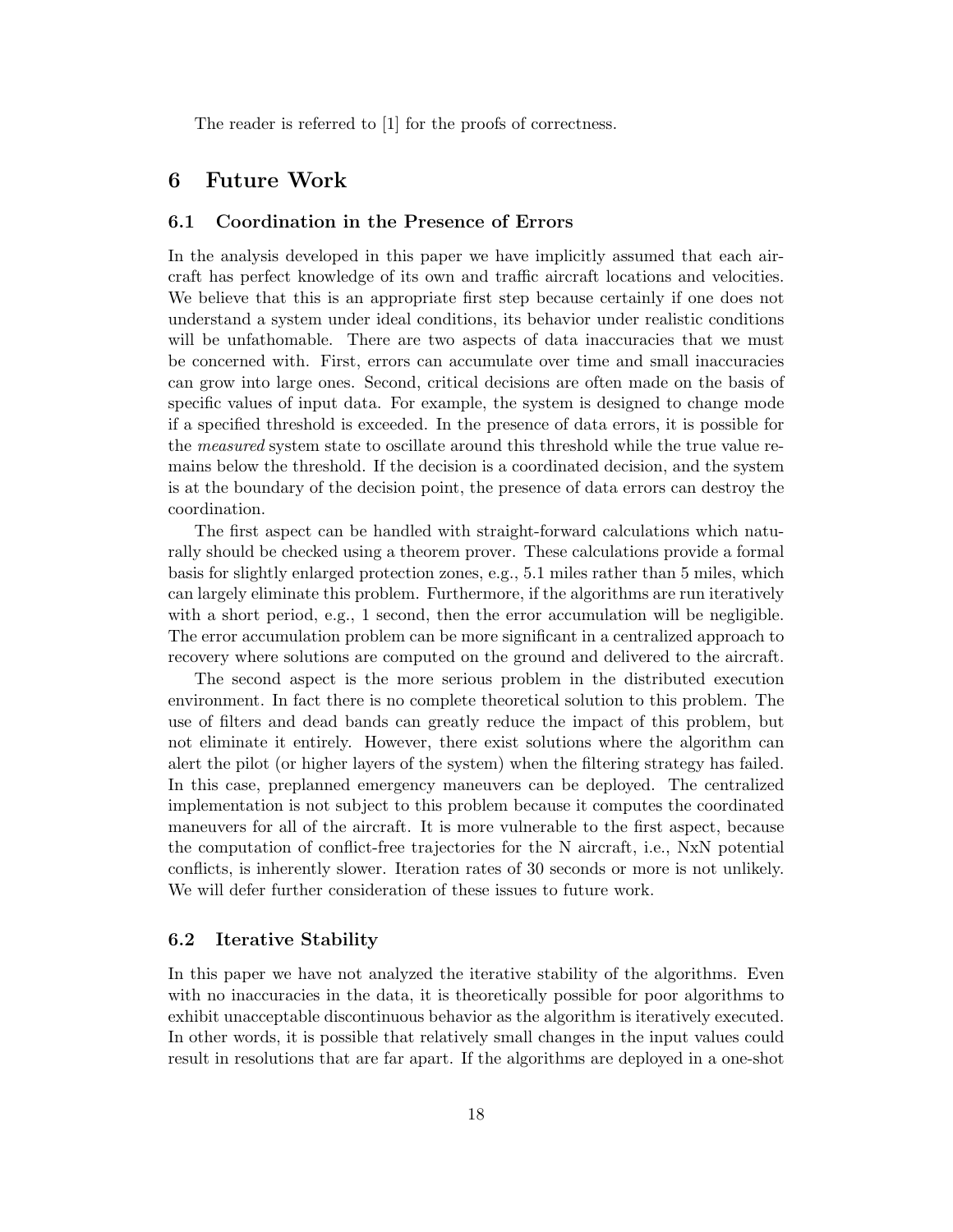The reader is referred to [1] for the proofs of correctness.

# 6 Future Work

## 6.1 Coordination in the Presence of Errors

In the analysis developed in this paper we have implicitly assumed that each aircraft has perfect knowledge of its own and traffic aircraft locations and velocities. We believe that this is an appropriate first step because certainly if one does not understand a system under ideal conditions, its behavior under realistic conditions will be unfathomable. There are two aspects of data inaccuracies that we must be concerned with. First, errors can accumulate over time and small inaccuracies can grow into large ones. Second, critical decisions are often made on the basis of specific values of input data. For example, the system is designed to change mode if a specified threshold is exceeded. In the presence of data errors, it is possible for the *measured* system state to oscillate around this threshold while the true value remains below the threshold. If the decision is a coordinated decision, and the system is at the boundary of the decision point, the presence of data errors can destroy the coordination.

The first aspect can be handled with straight-forward calculations which naturally should be checked using a theorem prover. These calculations provide a formal basis for slightly enlarged protection zones, e.g., 5.1 miles rather than 5 miles, which can largely eliminate this problem. Furthermore, if the algorithms are run iteratively with a short period, e.g., 1 second, then the error accumulation will be negligible. The error accumulation problem can be more significant in a centralized approach to recovery where solutions are computed on the ground and delivered to the aircraft.

The second aspect is the more serious problem in the distributed execution environment. In fact there is no complete theoretical solution to this problem. The use of filters and dead bands can greatly reduce the impact of this problem, but not eliminate it entirely. However, there exist solutions where the algorithm can alert the pilot (or higher layers of the system) when the filtering strategy has failed. In this case, preplanned emergency maneuvers can be deployed. The centralized implementation is not subject to this problem because it computes the coordinated maneuvers for all of the aircraft. It is more vulnerable to the first aspect, because the computation of conflict-free trajectories for the N aircraft, i.e., NxN potential conflicts, is inherently slower. Iteration rates of 30 seconds or more is not unlikely. We will defer further consideration of these issues to future work.

## 6.2 Iterative Stability

In this paper we have not analyzed the iterative stability of the algorithms. Even with no inaccuracies in the data, it is theoretically possible for poor algorithms to exhibit unacceptable discontinuous behavior as the algorithm is iteratively executed. In other words, it is possible that relatively small changes in the input values could result in resolutions that are far apart. If the algorithms are deployed in a one-shot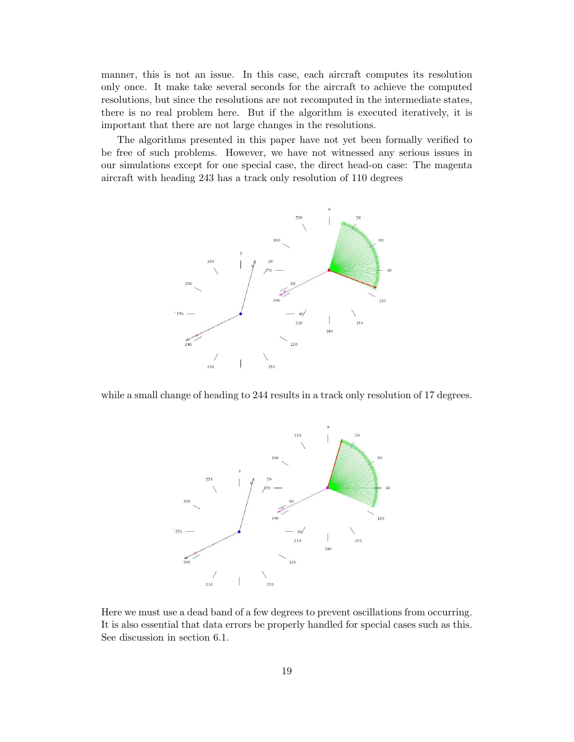manner, this is not an issue. In this case, each aircraft computes its resolution only once. It make take several seconds for the aircraft to achieve the computed resolutions, but since the resolutions are not recomputed in the intermediate states, there is no real problem here. But if the algorithm is executed iteratively, it is important that there are not large changes in the resolutions.

The algorithms presented in this paper have not yet been formally verified to be free of such problems. However, we have not witnessed any serious issues in our simulations except for one special case, the direct head-on case: The magenta aircraft with heading 243 has a track only resolution of 110 degrees

while a small change of heading to 244 results in a track only resolution of 17 degrees.

Here we must use a dead band of a few degrees to prevent oscillations from occurring. It is also essential that data errors be properly handled for special cases such as this. See discussion in section 6.1.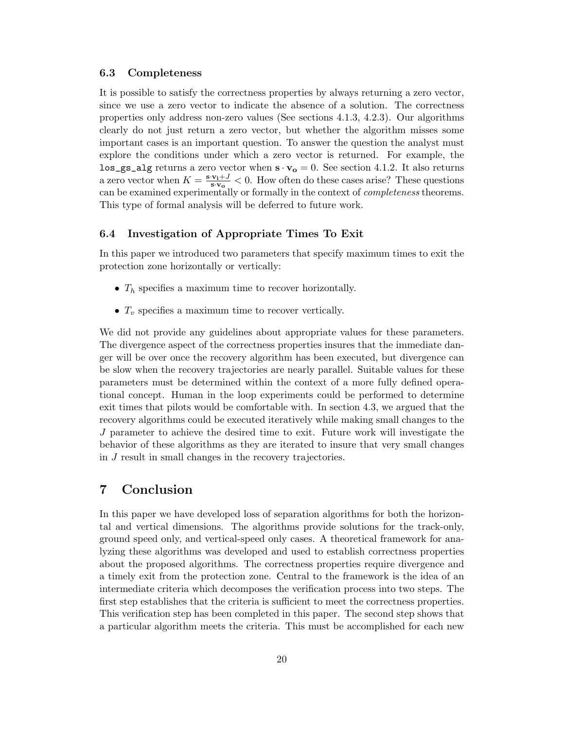### 6.3 Completeness

It is possible to satisfy the correctness properties by always returning a zero vector, since we use a zero vector to indicate the absence of a solution. The correctness properties only address non-zero values (See sections 4.1.3, 4.2.3). Our algorithms clearly do not just return a zero vector, but whether the algorithm misses some important cases is an important question. To answer the question the analyst must explore the conditions under which a zero vector is returned. For example, the `los_gs_alg` returns a zero vector when $\mathbf{s} \cdot \mathbf{v_o} = 0$. See section 4.1.2. It also returns a zero vector when $K = \frac{\mathbf{s} \cdot \mathbf{v_i} + J}{\mathbf{s} \cdot \mathbf{v_o}} < 0$. How often do these cases arise? These questions can be examined experimentally or formally in the context of *completeness* theorems. This type of formal analysis will be deferred to future work.

### 6.4 Investigation of Appropriate Times To Exit

In this paper we introduced two parameters that specify maximum times to exit the protection zone horizontally or vertically:

- $T_h$ specifies a maximum time to recover horizontally.
- $T_v$ specifies a maximum time to recover vertically.

We did not provide any guidelines about appropriate values for these parameters. The divergence aspect of the correctness properties insures that the immediate danger will be over once the recovery algorithm has been executed, but divergence can be slow when the recovery trajectories are nearly parallel. Suitable values for these parameters must be determined within the context of a more fully defined operational concept. Human in the loop experiments could be performed to determine exit times that pilots would be comfortable with. In section 4.3, we argued that the recovery algorithms could be executed iteratively while making small changes to the $J$ parameter to achieve the desired time to exit. Future work will investigate the behavior of these algorithms as they are iterated to insure that very small changes in $J$ result in small changes in the recovery trajectories.

## 7 Conclusion

In this paper we have developed loss of separation algorithms for both the horizontal and vertical dimensions. The algorithms provide solutions for the track-only, ground speed only, and vertical-speed only cases. A theoretical framework for analyzing these algorithms was developed and used to establish correctness properties about the proposed algorithms. The correctness properties require divergence and a timely exit from the protection zone. Central to the framework is the idea of an intermediate criteria which decomposes the verification process into two steps. The first step establishes that the criteria is sufficient to meet the correctness properties. This verification step has been completed in this paper. The second step shows that a particular algorithm meets the criteria. This must be accomplished for each new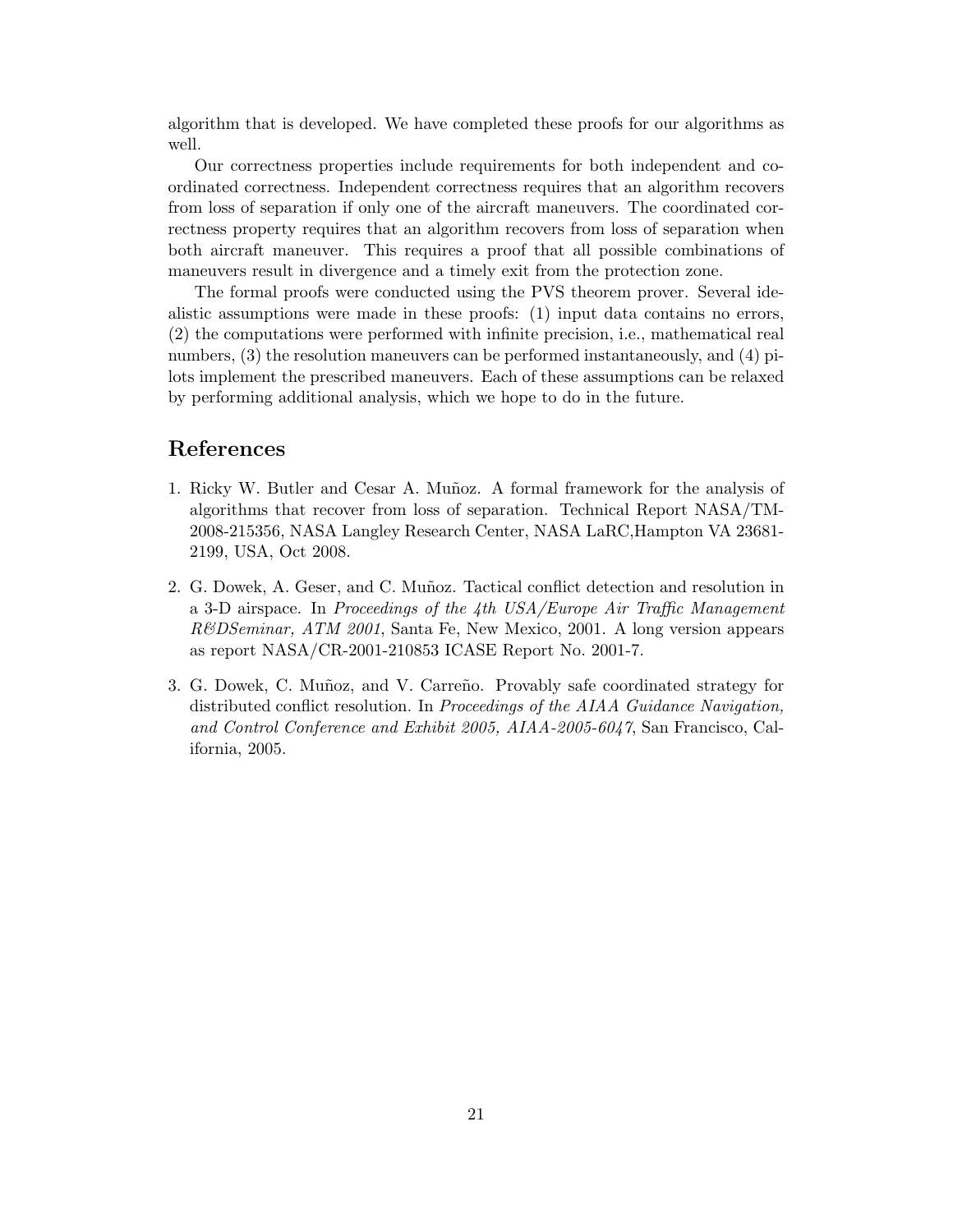algorithm that is developed. We have completed these proofs for our algorithms as well.

Our correctness properties include requirements for both independent and coordinated correctness. Independent correctness requires that an algorithm recovers from loss of separation if only one of the aircraft maneuvers. The coordinated correctness property requires that an algorithm recovers from loss of separation when both aircraft maneuver. This requires a proof that all possible combinations of maneuvers result in divergence and a timely exit from the protection zone.

The formal proofs were conducted using the PVS theorem prover. Several idealistic assumptions were made in these proofs: (1) input data contains no errors, (2) the computations were performed with infinite precision, i.e., mathematical real numbers, (3) the resolution maneuvers can be performed instantaneously, and (4) pilots implement the prescribed maneuvers. Each of these assumptions can be relaxed by performing additional analysis, which we hope to do in the future.

## References

1. Ricky W. Butler and Cesar A. Muñoz. A formal framework for the analysis of algorithms that recover from loss of separation. Technical Report NASA/TM-2008-215356, NASA Langley Research Center, NASA LaRC,Hampton VA 23681-2199, USA, Oct 2008.

2. G. Dowek, A. Geser, and C. Muñoz. Tactical conflict detection and resolution in a 3-D airspace. In *Proceedings of the 4th USA/Europe Air Traffic Management R&DSeminar, ATM 2001*, Santa Fe, New Mexico, 2001. A long version appears as report NASA/CR-2001-210853 ICASE Report No. 2001-7.

3. G. Dowek, C. Muñoz, and V. Carreño. Provably safe coordinated strategy for distributed conflict resolution. In *Proceedings of the AIAA Guidance Navigation, and Control Conference and Exhibit 2005, AIAA-2005-6047*, San Francisco, California, 2005.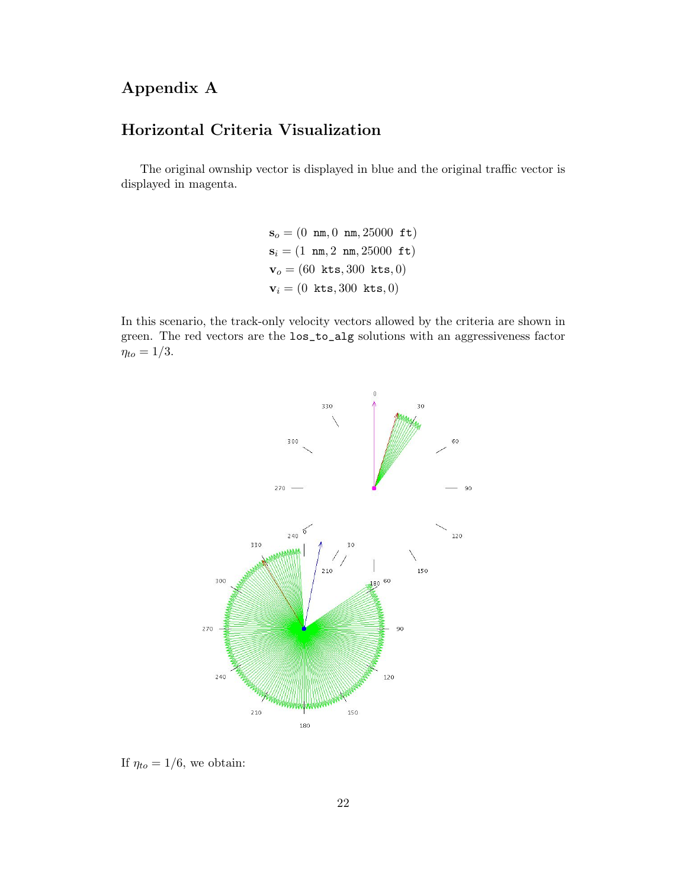# Appendix A

## Horizontal Criteria Visualization

The original ownship vector is displayed in blue and the original traffic vector is displayed in magenta.

$$
\begin{aligned}
\mathbf{s}_o &= (0 \texttt{ nm}, 0 \texttt{ nm}, 25000 \texttt{ ft}) \\
\mathbf{s}_i &= (1 \texttt{ nm}, 2 \texttt{ nm}, 25000 \texttt{ ft}) \\
\mathbf{v}_o &= (60 \texttt{ kts}, 300 \texttt{ kts}, 0) \\
\mathbf{v}_i &= (0 \texttt{ kts}, 300 \texttt{ kts}, 0)
\end{aligned}
$$

In this scenario, the track-only velocity vectors allowed by the criteria are shown in green. The red vectors are the `los_to_alg` solutions with an aggressiveness factor $\eta_{to} = 1/3$.

If $\eta_{to} = 1/6$, we obtain: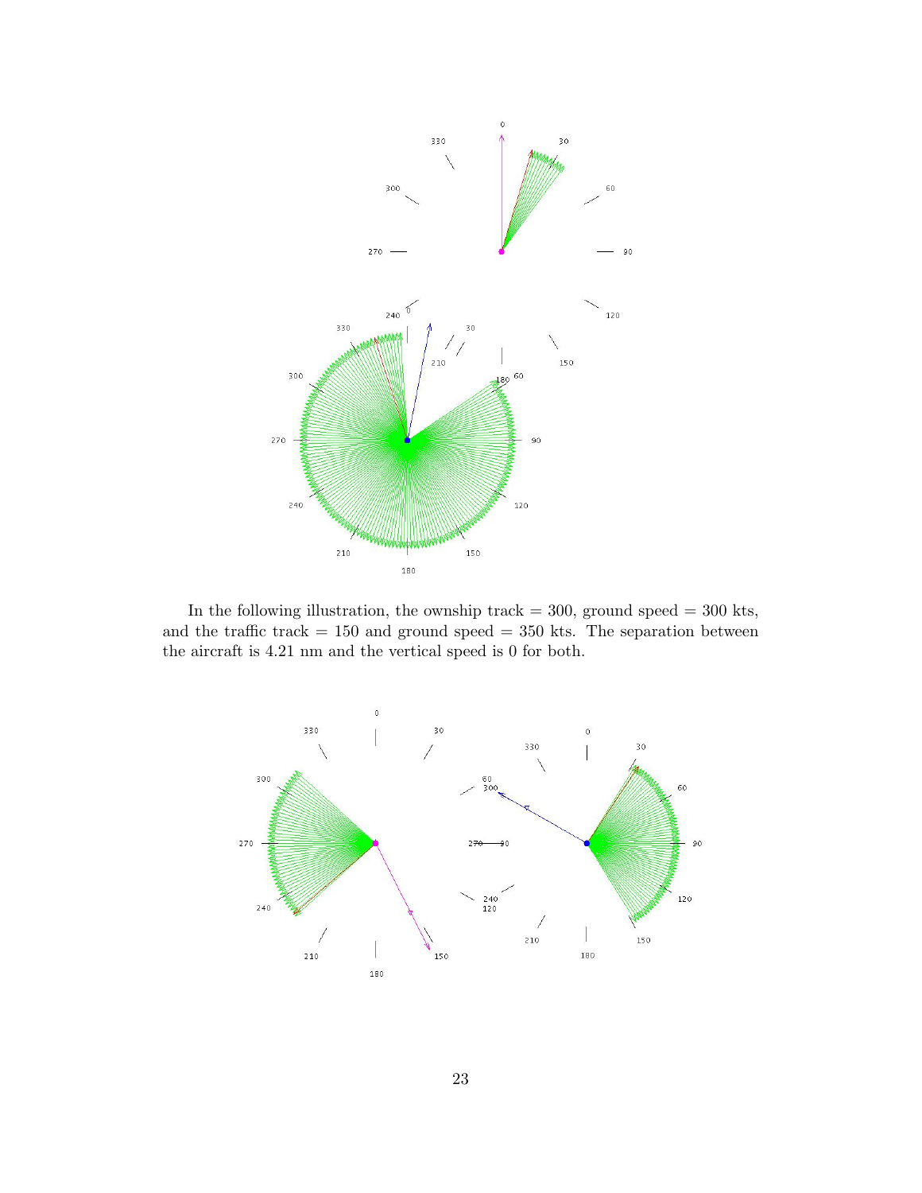In the following illustration, the ownship track = 300, ground speed = 300 kts, and the traffic track = 150 and ground speed = 350 kts. The separation between the aircraft is 4.21 nm and the vertical speed is 0 for both.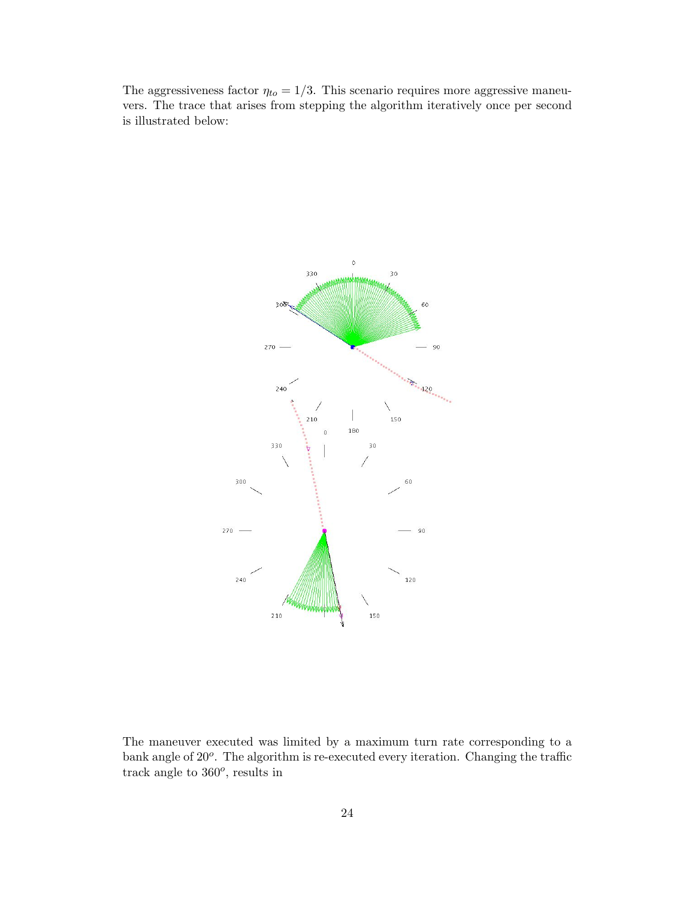The aggressiveness factor $\eta_{to} = 1/3$. This scenario requires more aggressive maneuvers. The trace that arises from stepping the algorithm iteratively once per second is illustrated below:

The maneuver executed was limited by a maximum turn rate corresponding to a bank angle of $20^o$. The algorithm is re-executed every iteration. Changing the traffic track angle to $360^o$, results in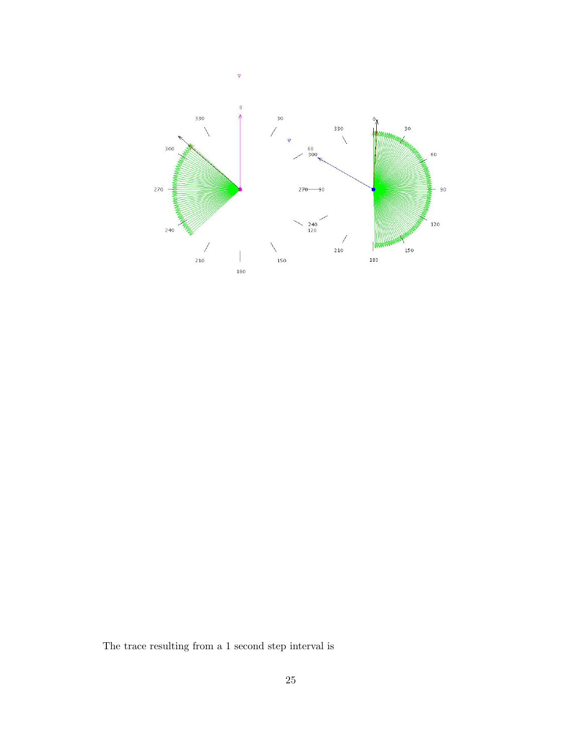The trace resulting from a 1 second step interval is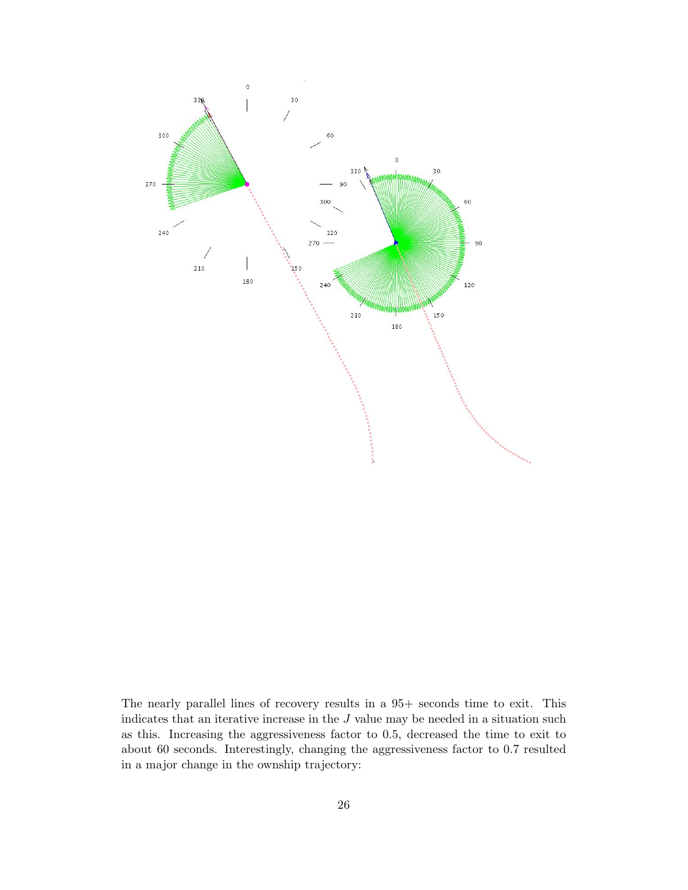The nearly parallel lines of recovery results in a 95+ seconds time to exit. This indicates that an iterative increase in the $J$ value may be needed in a situation such as this. Increasing the aggressiveness factor to 0.5, decreased the time to exit to about 60 seconds. Interestingly, changing the aggressiveness factor to 0.7 resulted in a major change in the ownship trajectory: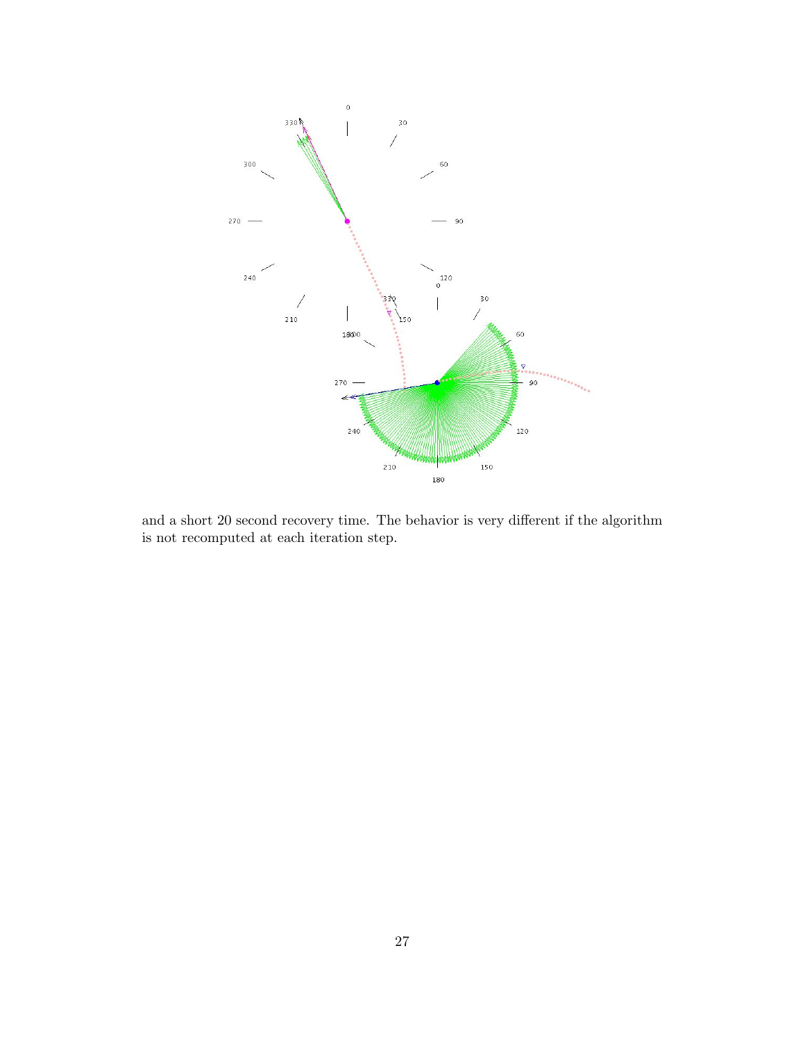and a short 20 second recovery time. The behavior is very different if the algorithm is not recomputed at each iteration step.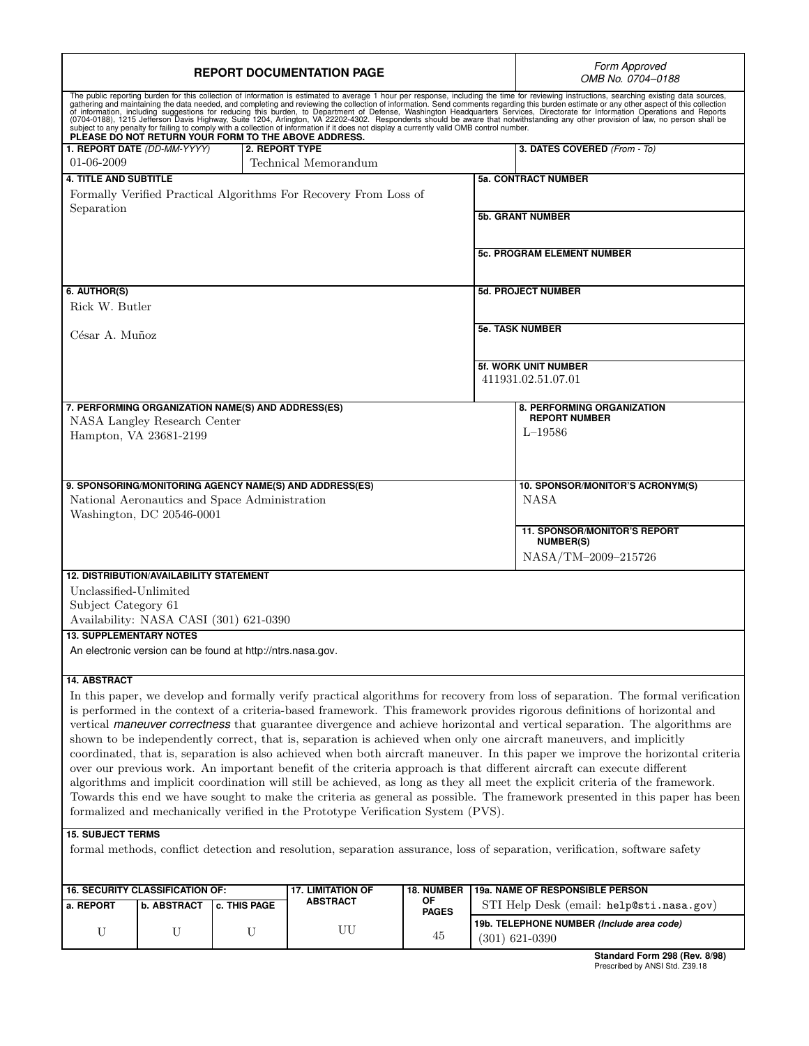# REPORT DOCUMENTATION PAGE

*Form Approved*
*OMB No. 0704–0188*

The public reporting burden for this collection of information is estimated to average 1 hour per response, including the time for reviewing instructions, searching existing data sources, gathering and maintaining the data needed, and completing and reviewing the collection of information. Send comments regarding this burden estimate or any other aspect of this collection of information, including suggestions for reducing this burden, to Department of Defense, Washington Headquarters Services, Directorate for Information Operations and Reports (0704-0188), 1215 Jefferson Davis Highway, Suite 1204, Arlington, VA 22202-4302. Respondents should be aware that notwithstanding any other provision of law, no person shall be subject to any penalty for failing to comply with a collection of information if it does not display a currently valid OMB control number.

**PLEASE DO NOT RETURN YOUR FORM TO THE ABOVE ADDRESS.**

| 1. REPORT DATE *(DD-MM-YYYY)* | 2. REPORT TYPE | 3. DATES COVERED *(From - To)* |
|---|---|---|
| 01-06-2009 | Technical Memorandum | |

**4. TITLE AND SUBTITLE**
Formally Verified Practical Algorithms For Recovery From Loss of Separation

**5a. CONTRACT NUMBER**

**5b. GRANT NUMBER**

**5c. PROGRAM ELEMENT NUMBER**

**6. AUTHOR(S)**
Rick W. Butler

César A. Muñoz

**5d. PROJECT NUMBER**

**5e. TASK NUMBER**

**5f. WORK UNIT NUMBER**
411931.02.51.07.01

**7. PERFORMING ORGANIZATION NAME(S) AND ADDRESS(ES)**
NASA Langley Research Center
Hampton, VA 23681-2199

**8. PERFORMING ORGANIZATION REPORT NUMBER**
L–19586

**9. SPONSORING/MONITORING AGENCY NAME(S) AND ADDRESS(ES)**
National Aeronautics and Space Administration
Washington, DC 20546-0001

**10. SPONSOR/MONITOR'S ACRONYM(S)**
NASA

**11. SPONSOR/MONITOR'S REPORT NUMBER(S)**
NASA/TM–2009–215726

**12. DISTRIBUTION/AVAILABILITY STATEMENT**
Unclassified-Unlimited
Subject Category 61
Availability: NASA CASI (301) 621-0390

**13. SUPPLEMENTARY NOTES**
An electronic version can be found at http://ntrs.nasa.gov.

**14. ABSTRACT**
In this paper, we develop and formally verify practical algorithms for recovery from loss of separation. The formal verification is performed in the context of a criteria-based framework. This framework provides rigorous definitions of horizontal and vertical *maneuver correctness* that guarantee divergence and achieve horizontal and vertical separation. The algorithms are shown to be independently correct, that is, separation is achieved when only one aircraft maneuvers, and implicitly coordinated, that is, separation is also achieved when both aircraft maneuver. In this paper we improve the horizontal criteria over our previous work. An important benefit of the criteria approach is that different aircraft can execute different algorithms and implicit coordination will still be achieved, as long as they all meet the explicit criteria of the framework. Towards this end we have sought to make the criteria as general as possible. The framework presented in this paper has been formalized and mechanically verified in the Prototype Verification System (PVS).

**15. SUBJECT TERMS**
formal methods, conflict detection and resolution, separation assurance, loss of separation, verification, software safety

| 16. SECURITY CLASSIFICATION OF: | | | 17. LIMITATION OF ABSTRACT | 18. NUMBER OF PAGES | 19a. NAME OF RESPONSIBLE PERSON |
|---|---|---|---|---|---|
| a. REPORT | b. ABSTRACT | c. THIS PAGE | | | STI Help Desk (email: help@sti.nasa.gov) |
| U | U | U | UU | 45 | 19b. TELEPHONE NUMBER *(Include area code)* (301) 621-0390 |

**Standard Form 298 (Rev. 8/98)**
Prescribed by ANSI Std. Z39.18